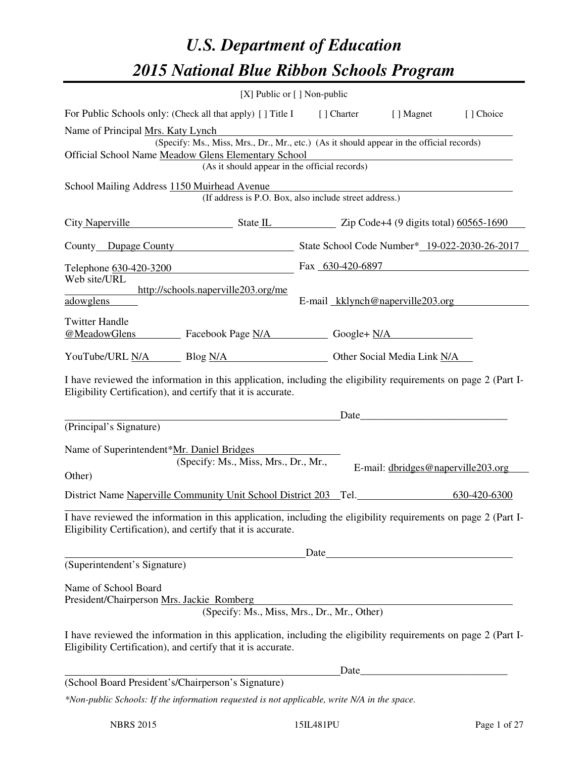# *U.S. Department of Education*

# *2015 National Blue Ribbon Schools Program*

[X] Public or [ ] Non-public

For Public Schools only: (Check all that apply) [ ] Title I [ ] Charter [ ] Magnet [ ] Choice

Name of Principal Mrs. Katy Lynch
(Specify: Ms., Miss, Mrs., Dr., Mr., etc.) (As it should appear in the official records)

Official School Name Meadow Glens Elementary School
(As it should appear in the official records)

School Mailing Address 1150 Muirhead Avenue
(If address is P.O. Box, also include street address.)

City Naperville State IL Zip Code+4 (9 digits total) 60565-1690

County Dupage County State School Code Number* 19-022-2030-26-2017

Telephone 630-420-3200 Fax 630-420-6897

Web site/URL http://schools.naperville203.org/meadowglens E-mail kklynch@naperville203.org

Twitter Handle @MeadowGlens Facebook Page N/A Google+ N/A

YouTube/URL N/A Blog N/A Other Social Media Link N/A

I have reviewed the information in this application, including the eligibility requirements on page 2 (Part I-Eligibility Certification), and certify that it is accurate.

_________________________________________________ Date_________________________

(Principal's Signature)

Name of Superintendent* Mr. Daniel Bridges E-mail: dbridges@naperville203.org
(Specify: Ms., Miss, Mrs., Dr., Mr., Other)

District Name Naperville Community Unit School District 203 Tel. 630-420-6300

I have reviewed the information in this application, including the eligibility requirements on page 2 (Part I-Eligibility Certification), and certify that it is accurate.

_________________________________________________ Date_________________________

(Superintendent's Signature)

Name of School Board President/Chairperson Mrs. Jackie Romberg
(Specify: Ms., Miss, Mrs., Dr., Mr., Other)

I have reviewed the information in this application, including the eligibility requirements on page 2 (Part I-Eligibility Certification), and certify that it is accurate.

_________________________________________________ Date_________________________

(School Board President's/Chairperson's Signature)

**Non-public Schools: If the information requested is not applicable, write N/A in the space.*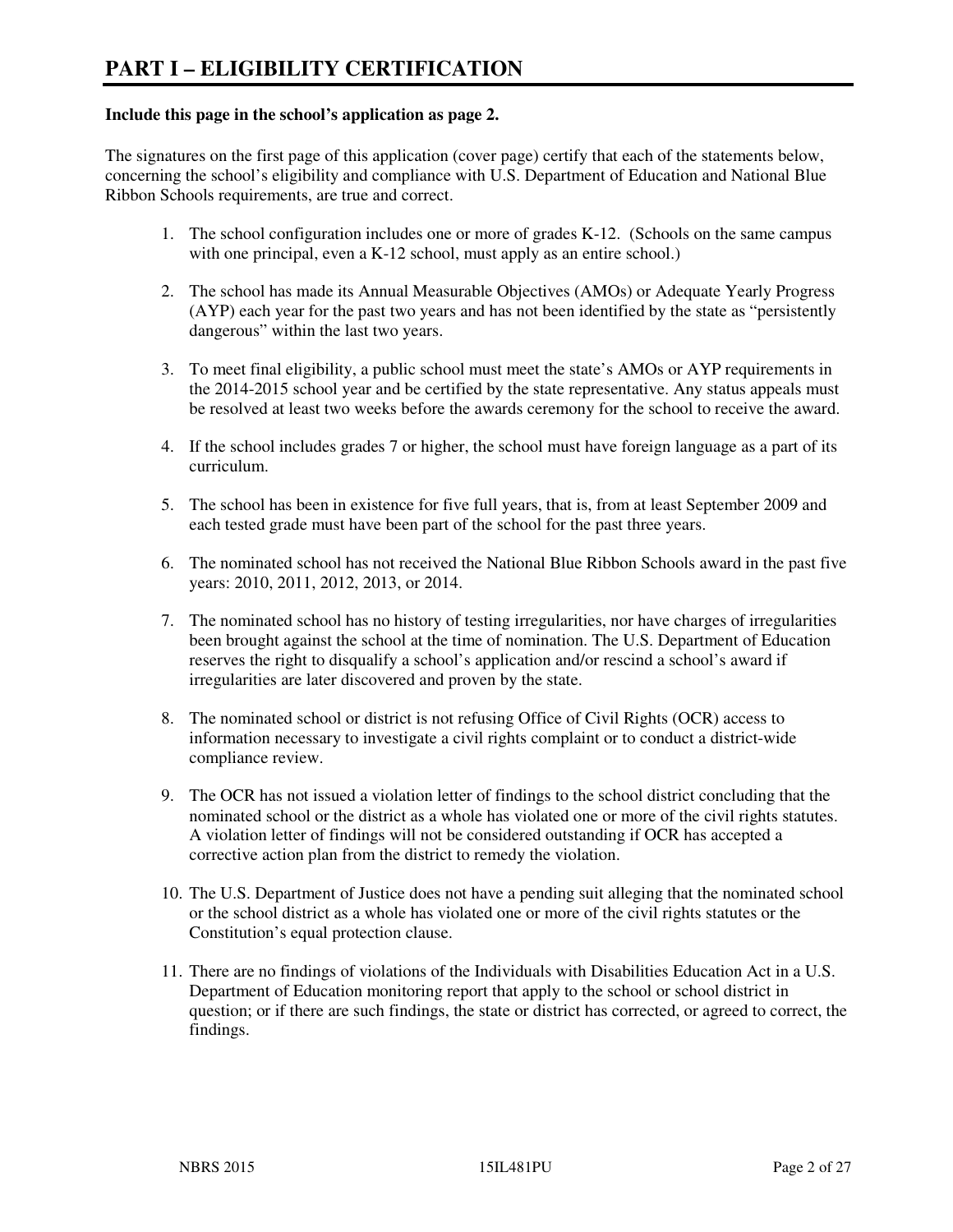# PART I – ELIGIBILITY CERTIFICATION

**Include this page in the school's application as page 2.**

The signatures on the first page of this application (cover page) certify that each of the statements below, concerning the school's eligibility and compliance with U.S. Department of Education and National Blue Ribbon Schools requirements, are true and correct.

1. The school configuration includes one or more of grades K-12. (Schools on the same campus with one principal, even a K-12 school, must apply as an entire school.)

2. The school has made its Annual Measurable Objectives (AMOs) or Adequate Yearly Progress (AYP) each year for the past two years and has not been identified by the state as "persistently dangerous" within the last two years.

3. To meet final eligibility, a public school must meet the state's AMOs or AYP requirements in the 2014-2015 school year and be certified by the state representative. Any status appeals must be resolved at least two weeks before the awards ceremony for the school to receive the award.

4. If the school includes grades 7 or higher, the school must have foreign language as a part of its curriculum.

5. The school has been in existence for five full years, that is, from at least September 2009 and each tested grade must have been part of the school for the past three years.

6. The nominated school has not received the National Blue Ribbon Schools award in the past five years: 2010, 2011, 2012, 2013, or 2014.

7. The nominated school has no history of testing irregularities, nor have charges of irregularities been brought against the school at the time of nomination. The U.S. Department of Education reserves the right to disqualify a school's application and/or rescind a school's award if irregularities are later discovered and proven by the state.

8. The nominated school or district is not refusing Office of Civil Rights (OCR) access to information necessary to investigate a civil rights complaint or to conduct a district-wide compliance review.

9. The OCR has not issued a violation letter of findings to the school district concluding that the nominated school or the district as a whole has violated one or more of the civil rights statutes. A violation letter of findings will not be considered outstanding if OCR has accepted a corrective action plan from the district to remedy the violation.

10. The U.S. Department of Justice does not have a pending suit alleging that the nominated school or the school district as a whole has violated one or more of the civil rights statutes or the Constitution's equal protection clause.

11. There are no findings of violations of the Individuals with Disabilities Education Act in a U.S. Department of Education monitoring report that apply to the school or school district in question; or if there are such findings, the state or district has corrected, or agreed to correct, the findings.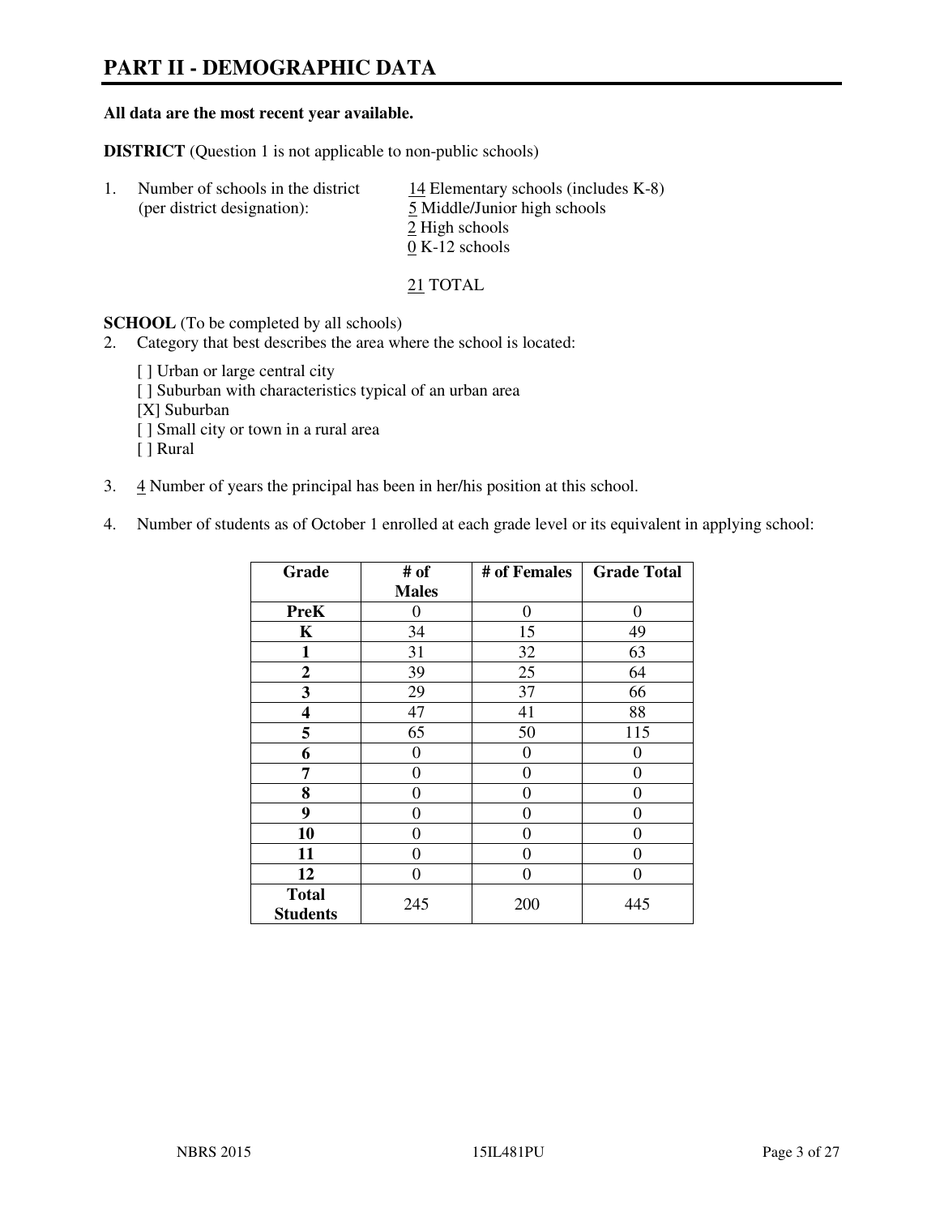# PART II - DEMOGRAPHIC DATA

**All data are the most recent year available.**

**DISTRICT** (Question 1 is not applicable to non-public schools)

1. Number of schools in the district (per district designation):
   - 14 Elementary schools (includes K-8)
   - 5 Middle/Junior high schools
   - 2 High schools
   - 0 K-12 schools

   21 TOTAL

**SCHOOL** (To be completed by all schools)

2. Category that best describes the area where the school is located:

   [ ] Urban or large central city
   [ ] Suburban with characteristics typical of an urban area
   [X] Suburban
   [ ] Small city or town in a rural area
   [ ] Rural

3. 4 Number of years the principal has been in her/his position at this school.

4. Number of students as of October 1 enrolled at each grade level or its equivalent in applying school:

| Grade | # of Males | # of Females | Grade Total |
|---|---|---|---|
| **PreK** | 0 | 0 | 0 |
| **K** | 34 | 15 | 49 |
| **1** | 31 | 32 | 63 |
| **2** | 39 | 25 | 64 |
| **3** | 29 | 37 | 66 |
| **4** | 47 | 41 | 88 |
| **5** | 65 | 50 | 115 |
| **6** | 0 | 0 | 0 |
| **7** | 0 | 0 | 0 |
| **8** | 0 | 0 | 0 |
| **9** | 0 | 0 | 0 |
| **10** | 0 | 0 | 0 |
| **11** | 0 | 0 | 0 |
| **12** | 0 | 0 | 0 |
| **Total Students** | 245 | 200 | 445 |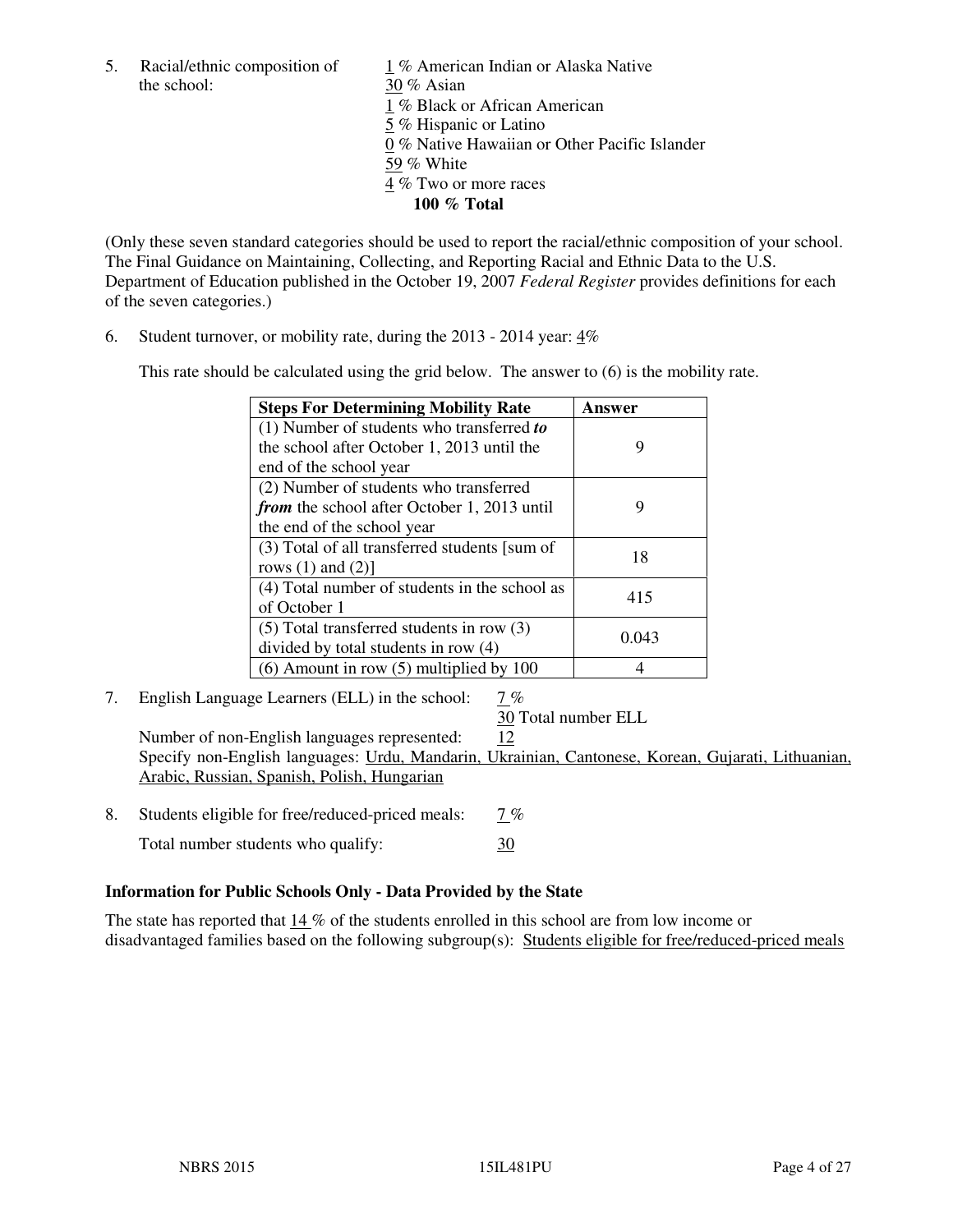5. Racial/ethnic composition of the school:

1 % American Indian or Alaska Native
30 % Asian
1 % Black or African American
5 % Hispanic or Latino
0 % Native Hawaiian or Other Pacific Islander
59 % White
4 % Two or more races
**100 % Total**

(Only these seven standard categories should be used to report the racial/ethnic composition of your school. The Final Guidance on Maintaining, Collecting, and Reporting Racial and Ethnic Data to the U.S. Department of Education published in the October 19, 2007 *Federal Register* provides definitions for each of the seven categories.)

6. Student turnover, or mobility rate, during the 2013 - 2014 year: 4%

This rate should be calculated using the grid below. The answer to (6) is the mobility rate.

| **Steps For Determining Mobility Rate** | **Answer** |
|---|---|
| (1) Number of students who transferred ***to*** the school after October 1, 2013 until the end of the school year | 9 |
| (2) Number of students who transferred ***from*** the school after October 1, 2013 until the end of the school year | 9 |
| (3) Total of all transferred students [sum of rows (1) and (2)] | 18 |
| (4) Total number of students in the school as of October 1 | 415 |
| (5) Total transferred students in row (3) divided by total students in row (4) | 0.043 |
| (6) Amount in row (5) multiplied by 100 | 4 |

7. English Language Learners (ELL) in the school: 7 %

30 Total number ELL

Number of non-English languages represented: 12

Specify non-English languages: Urdu, Mandarin, Ukrainian, Cantonese, Korean, Gujarati, Lithuanian, Arabic, Russian, Spanish, Polish, Hungarian

8. Students eligible for free/reduced-priced meals: 7 %

Total number students who qualify: 30

### Information for Public Schools Only - Data Provided by the State

The state has reported that 14 % of the students enrolled in this school are from low income or disadvantaged families based on the following subgroup(s): Students eligible for free/reduced-priced meals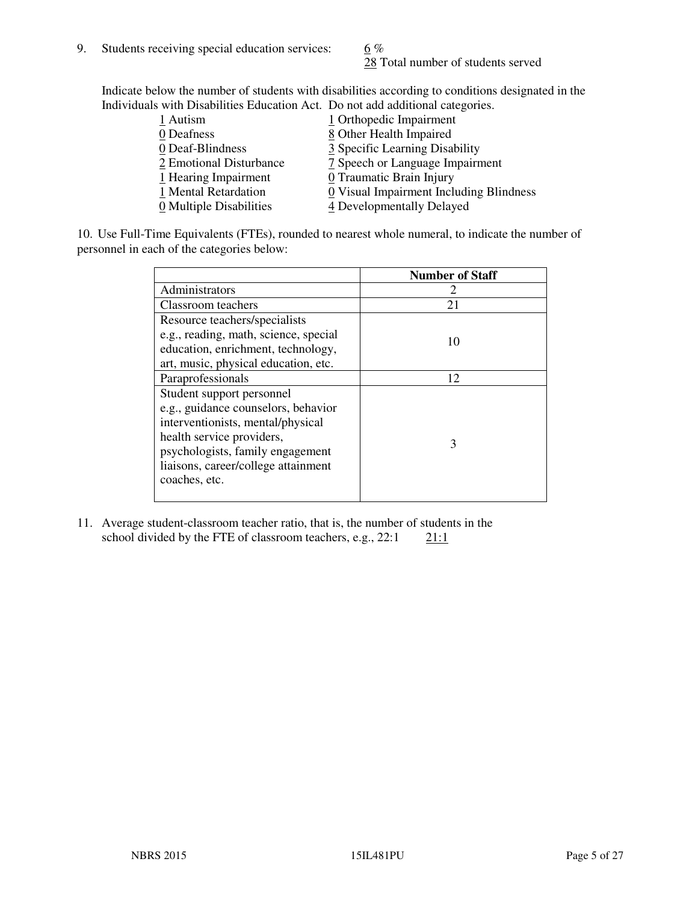9. Students receiving special education services: 6 %
   28 Total number of students served

Indicate below the number of students with disabilities according to conditions designated in the Individuals with Disabilities Education Act. Do not add additional categories.

| | |
|---|---|
| 1 Autism | 1 Orthopedic Impairment |
| 0 Deafness | 8 Other Health Impaired |
| 0 Deaf-Blindness | 3 Specific Learning Disability |
| 2 Emotional Disturbance | 7 Speech or Language Impairment |
| 1 Hearing Impairment | 0 Traumatic Brain Injury |
| 1 Mental Retardation | 0 Visual Impairment Including Blindness |
| 0 Multiple Disabilities | 4 Developmentally Delayed |

10. Use Full-Time Equivalents (FTEs), rounded to nearest whole numeral, to indicate the number of personnel in each of the categories below:

| | Number of Staff |
|---|---|
| Administrators | 2 |
| Classroom teachers | 21 |
| Resource teachers/specialists e.g., reading, math, science, special education, enrichment, technology, art, music, physical education, etc. | 10 |
| Paraprofessionals | 12 |
| Student support personnel e.g., guidance counselors, behavior interventionists, mental/physical health service providers, psychologists, family engagement liaisons, career/college attainment coaches, etc. | 3 |

11. Average student-classroom teacher ratio, that is, the number of students in the school divided by the FTE of classroom teachers, e.g., 22:1 21:1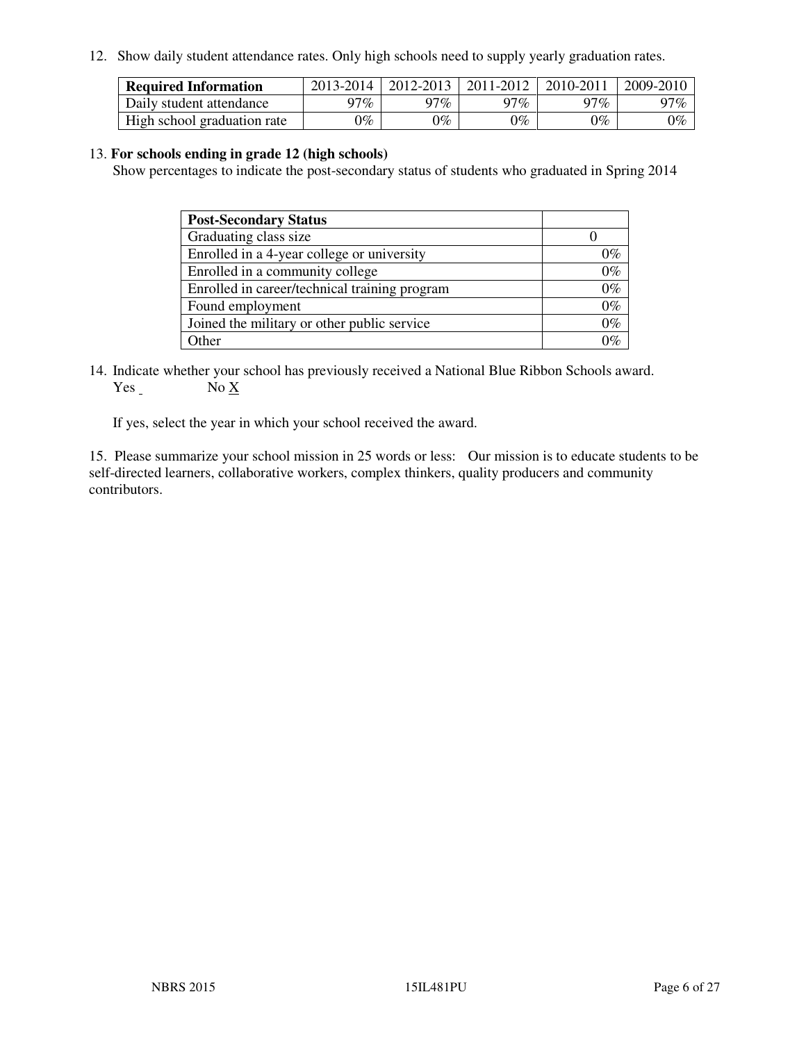12. Show daily student attendance rates. Only high schools need to supply yearly graduation rates.

| **Required Information** | 2013-2014 | 2012-2013 | 2011-2012 | 2010-2011 | 2009-2010 |
|---|---|---|---|---|---|
| Daily student attendance | 97% | 97% | 97% | 97% | 97% |
| High school graduation rate | 0% | 0% | 0% | 0% | 0% |

13. **For schools ending in grade 12 (high schools)**
Show percentages to indicate the post-secondary status of students who graduated in Spring 2014

| **Post-Secondary Status** | |
|---|---|
| Graduating class size | 0 |
| Enrolled in a 4-year college or university | 0% |
| Enrolled in a community college | 0% |
| Enrolled in career/technical training program | 0% |
| Found employment | 0% |
| Joined the military or other public service | 0% |
| Other | 0% |

14. Indicate whether your school has previously received a National Blue Ribbon Schools award.
Yes _ No X

If yes, select the year in which your school received the award.

15. Please summarize your school mission in 25 words or less: Our mission is to educate students to be self-directed learners, collaborative workers, complex thinkers, quality producers and community contributors.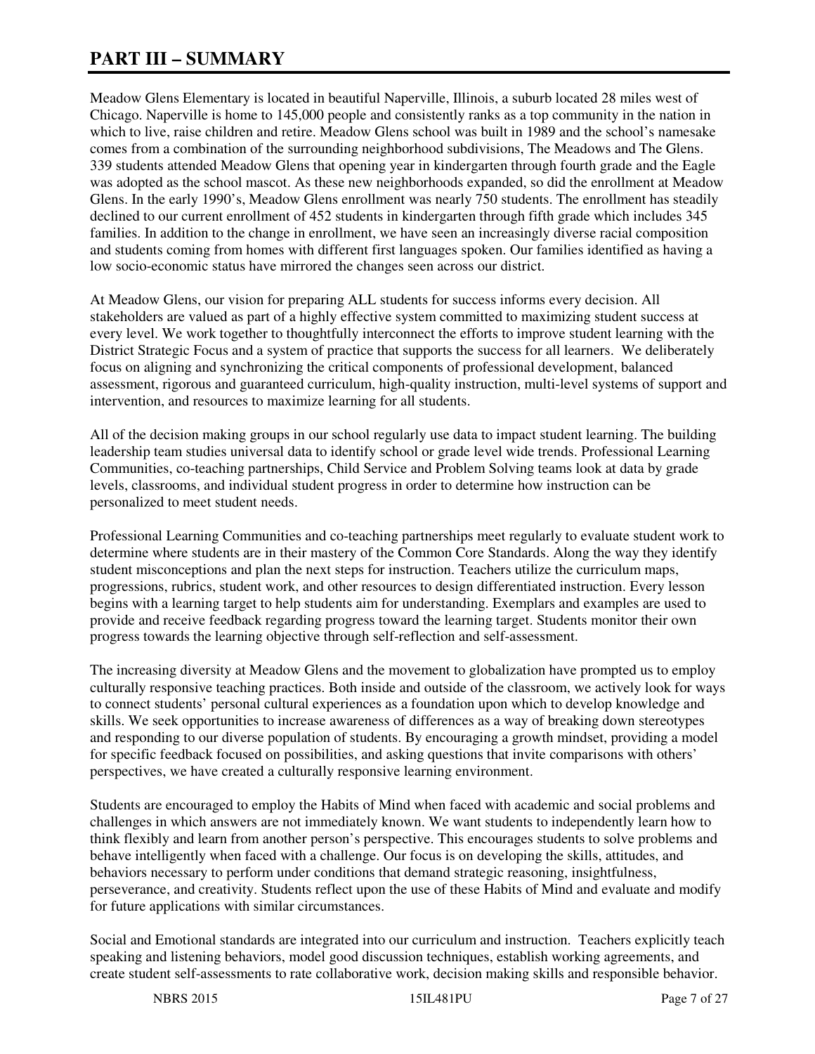# PART III – SUMMARY

Meadow Glens Elementary is located in beautiful Naperville, Illinois, a suburb located 28 miles west of Chicago. Naperville is home to 145,000 people and consistently ranks as a top community in the nation in which to live, raise children and retire. Meadow Glens school was built in 1989 and the school's namesake comes from a combination of the surrounding neighborhood subdivisions, The Meadows and The Glens. 339 students attended Meadow Glens that opening year in kindergarten through fourth grade and the Eagle was adopted as the school mascot. As these new neighborhoods expanded, so did the enrollment at Meadow Glens. In the early 1990's, Meadow Glens enrollment was nearly 750 students. The enrollment has steadily declined to our current enrollment of 452 students in kindergarten through fifth grade which includes 345 families. In addition to the change in enrollment, we have seen an increasingly diverse racial composition and students coming from homes with different first languages spoken. Our families identified as having a low socio-economic status have mirrored the changes seen across our district.

At Meadow Glens, our vision for preparing ALL students for success informs every decision. All stakeholders are valued as part of a highly effective system committed to maximizing student success at every level. We work together to thoughtfully interconnect the efforts to improve student learning with the District Strategic Focus and a system of practice that supports the success for all learners. We deliberately focus on aligning and synchronizing the critical components of professional development, balanced assessment, rigorous and guaranteed curriculum, high-quality instruction, multi-level systems of support and intervention, and resources to maximize learning for all students.

All of the decision making groups in our school regularly use data to impact student learning. The building leadership team studies universal data to identify school or grade level wide trends. Professional Learning Communities, co-teaching partnerships, Child Service and Problem Solving teams look at data by grade levels, classrooms, and individual student progress in order to determine how instruction can be personalized to meet student needs.

Professional Learning Communities and co-teaching partnerships meet regularly to evaluate student work to determine where students are in their mastery of the Common Core Standards. Along the way they identify student misconceptions and plan the next steps for instruction. Teachers utilize the curriculum maps, progressions, rubrics, student work, and other resources to design differentiated instruction. Every lesson begins with a learning target to help students aim for understanding. Exemplars and examples are used to provide and receive feedback regarding progress toward the learning target. Students monitor their own progress towards the learning objective through self-reflection and self-assessment.

The increasing diversity at Meadow Glens and the movement to globalization have prompted us to employ culturally responsive teaching practices. Both inside and outside of the classroom, we actively look for ways to connect students' personal cultural experiences as a foundation upon which to develop knowledge and skills. We seek opportunities to increase awareness of differences as a way of breaking down stereotypes and responding to our diverse population of students. By encouraging a growth mindset, providing a model for specific feedback focused on possibilities, and asking questions that invite comparisons with others' perspectives, we have created a culturally responsive learning environment.

Students are encouraged to employ the Habits of Mind when faced with academic and social problems and challenges in which answers are not immediately known. We want students to independently learn how to think flexibly and learn from another person's perspective. This encourages students to solve problems and behave intelligently when faced with a challenge. Our focus is on developing the skills, attitudes, and behaviors necessary to perform under conditions that demand strategic reasoning, insightfulness, perseverance, and creativity. Students reflect upon the use of these Habits of Mind and evaluate and modify for future applications with similar circumstances.

Social and Emotional standards are integrated into our curriculum and instruction. Teachers explicitly teach speaking and listening behaviors, model good discussion techniques, establish working agreements, and create student self-assessments to rate collaborative work, decision making skills and responsible behavior.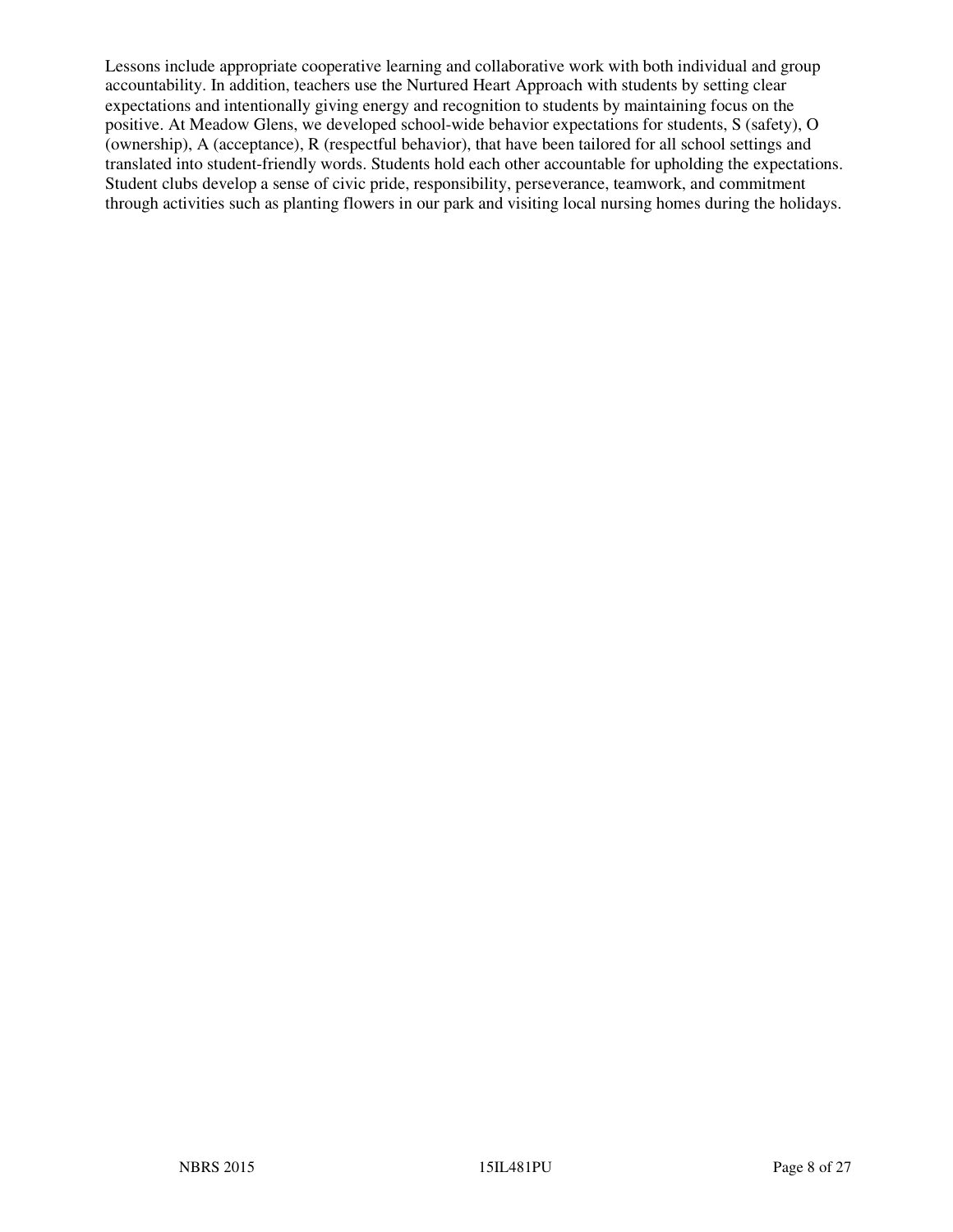Lessons include appropriate cooperative learning and collaborative work with both individual and group accountability. In addition, teachers use the Nurtured Heart Approach with students by setting clear expectations and intentionally giving energy and recognition to students by maintaining focus on the positive. At Meadow Glens, we developed school-wide behavior expectations for students, S (safety), O (ownership), A (acceptance), R (respectful behavior), that have been tailored for all school settings and translated into student-friendly words. Students hold each other accountable for upholding the expectations. Student clubs develop a sense of civic pride, responsibility, perseverance, teamwork, and commitment through activities such as planting flowers in our park and visiting local nursing homes during the holidays.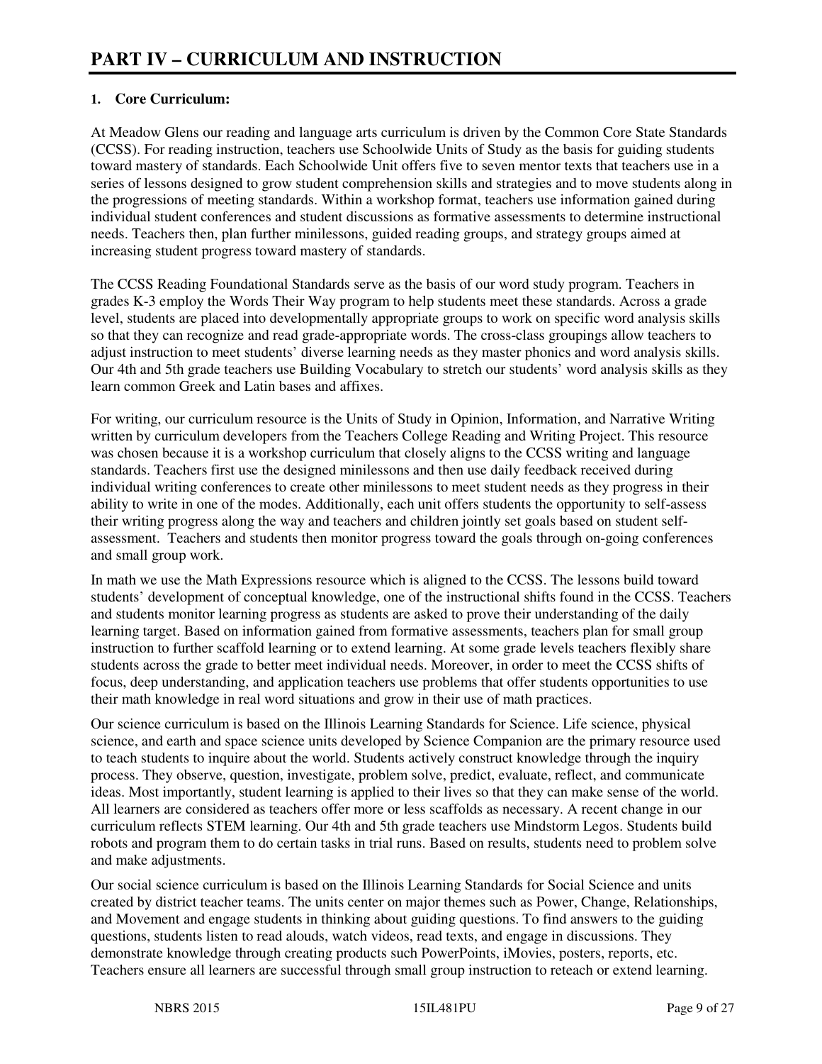# PART IV – CURRICULUM AND INSTRUCTION

**1. Core Curriculum:**

At Meadow Glens our reading and language arts curriculum is driven by the Common Core State Standards (CCSS). For reading instruction, teachers use Schoolwide Units of Study as the basis for guiding students toward mastery of standards. Each Schoolwide Unit offers five to seven mentor texts that teachers use in a series of lessons designed to grow student comprehension skills and strategies and to move students along in the progressions of meeting standards. Within a workshop format, teachers use information gained during individual student conferences and student discussions as formative assessments to determine instructional needs. Teachers then, plan further minilessons, guided reading groups, and strategy groups aimed at increasing student progress toward mastery of standards.

The CCSS Reading Foundational Standards serve as the basis of our word study program. Teachers in grades K-3 employ the Words Their Way program to help students meet these standards. Across a grade level, students are placed into developmentally appropriate groups to work on specific word analysis skills so that they can recognize and read grade-appropriate words. The cross-class groupings allow teachers to adjust instruction to meet students' diverse learning needs as they master phonics and word analysis skills. Our 4th and 5th grade teachers use Building Vocabulary to stretch our students' word analysis skills as they learn common Greek and Latin bases and affixes.

For writing, our curriculum resource is the Units of Study in Opinion, Information, and Narrative Writing written by curriculum developers from the Teachers College Reading and Writing Project. This resource was chosen because it is a workshop curriculum that closely aligns to the CCSS writing and language standards. Teachers first use the designed minilessons and then use daily feedback received during individual writing conferences to create other minilessons to meet student needs as they progress in their ability to write in one of the modes. Additionally, each unit offers students the opportunity to self-assess their writing progress along the way and teachers and children jointly set goals based on student self-assessment. Teachers and students then monitor progress toward the goals through on-going conferences and small group work.

In math we use the Math Expressions resource which is aligned to the CCSS. The lessons build toward students' development of conceptual knowledge, one of the instructional shifts found in the CCSS. Teachers and students monitor learning progress as students are asked to prove their understanding of the daily learning target. Based on information gained from formative assessments, teachers plan for small group instruction to further scaffold learning or to extend learning. At some grade levels teachers flexibly share students across the grade to better meet individual needs. Moreover, in order to meet the CCSS shifts of focus, deep understanding, and application teachers use problems that offer students opportunities to use their math knowledge in real word situations and grow in their use of math practices.

Our science curriculum is based on the Illinois Learning Standards for Science. Life science, physical science, and earth and space science units developed by Science Companion are the primary resource used to teach students to inquire about the world. Students actively construct knowledge through the inquiry process. They observe, question, investigate, problem solve, predict, evaluate, reflect, and communicate ideas. Most importantly, student learning is applied to their lives so that they can make sense of the world. All learners are considered as teachers offer more or less scaffolds as necessary. A recent change in our curriculum reflects STEM learning. Our 4th and 5th grade teachers use Mindstorm Legos. Students build robots and program them to do certain tasks in trial runs. Based on results, students need to problem solve and make adjustments.

Our social science curriculum is based on the Illinois Learning Standards for Social Science and units created by district teacher teams. The units center on major themes such as Power, Change, Relationships, and Movement and engage students in thinking about guiding questions. To find answers to the guiding questions, students listen to read alouds, watch videos, read texts, and engage in discussions. They demonstrate knowledge through creating products such PowerPoints, iMovies, posters, reports, etc. Teachers ensure all learners are successful through small group instruction to reteach or extend learning.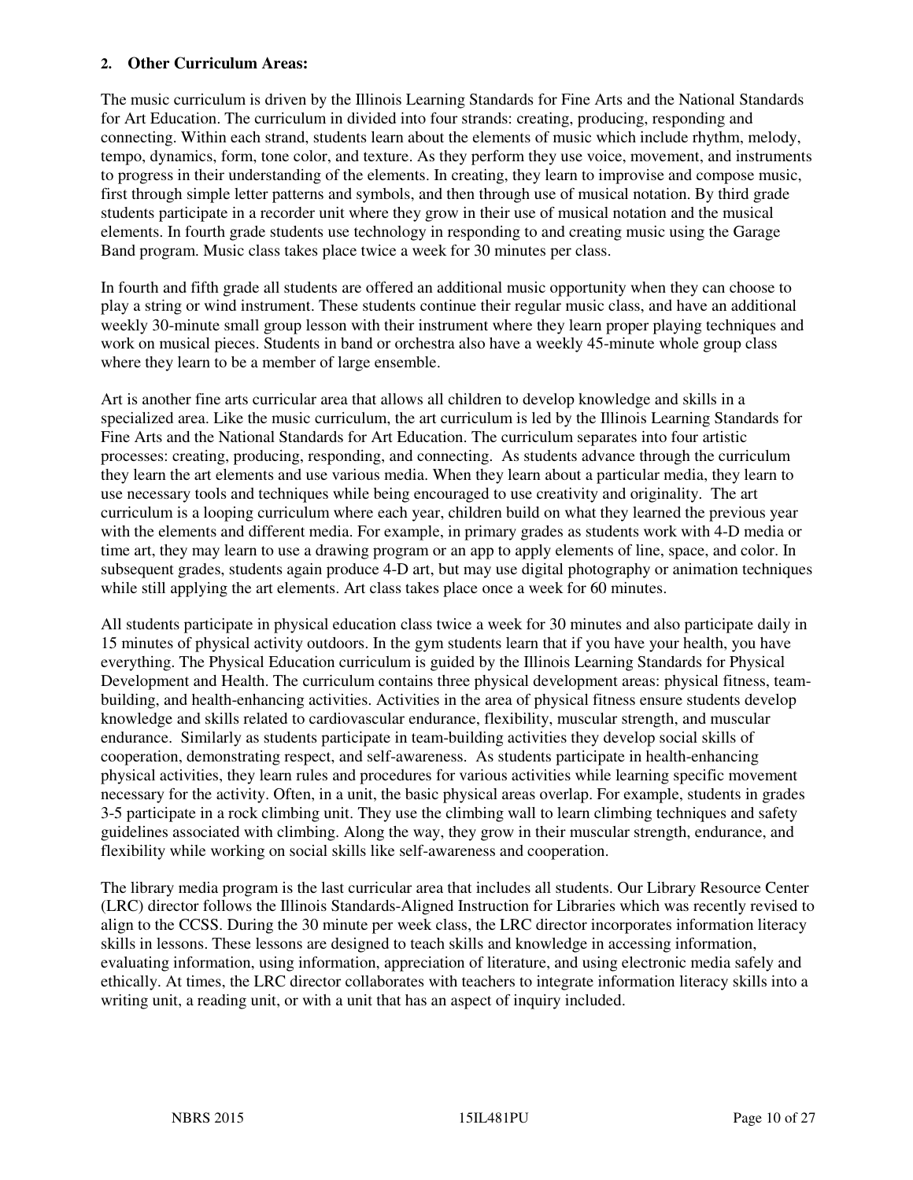**2. Other Curriculum Areas:**

The music curriculum is driven by the Illinois Learning Standards for Fine Arts and the National Standards for Art Education. The curriculum in divided into four strands: creating, producing, responding and connecting. Within each strand, students learn about the elements of music which include rhythm, melody, tempo, dynamics, form, tone color, and texture. As they perform they use voice, movement, and instruments to progress in their understanding of the elements. In creating, they learn to improvise and compose music, first through simple letter patterns and symbols, and then through use of musical notation. By third grade students participate in a recorder unit where they grow in their use of musical notation and the musical elements. In fourth grade students use technology in responding to and creating music using the Garage Band program. Music class takes place twice a week for 30 minutes per class.

In fourth and fifth grade all students are offered an additional music opportunity when they can choose to play a string or wind instrument. These students continue their regular music class, and have an additional weekly 30-minute small group lesson with their instrument where they learn proper playing techniques and work on musical pieces. Students in band or orchestra also have a weekly 45-minute whole group class where they learn to be a member of large ensemble.

Art is another fine arts curricular area that allows all children to develop knowledge and skills in a specialized area. Like the music curriculum, the art curriculum is led by the Illinois Learning Standards for Fine Arts and the National Standards for Art Education. The curriculum separates into four artistic processes: creating, producing, responding, and connecting. As students advance through the curriculum they learn the art elements and use various media. When they learn about a particular media, they learn to use necessary tools and techniques while being encouraged to use creativity and originality. The art curriculum is a looping curriculum where each year, children build on what they learned the previous year with the elements and different media. For example, in primary grades as students work with 4-D media or time art, they may learn to use a drawing program or an app to apply elements of line, space, and color. In subsequent grades, students again produce 4-D art, but may use digital photography or animation techniques while still applying the art elements. Art class takes place once a week for 60 minutes.

All students participate in physical education class twice a week for 30 minutes and also participate daily in 15 minutes of physical activity outdoors. In the gym students learn that if you have your health, you have everything. The Physical Education curriculum is guided by the Illinois Learning Standards for Physical Development and Health. The curriculum contains three physical development areas: physical fitness, team-building, and health-enhancing activities. Activities in the area of physical fitness ensure students develop knowledge and skills related to cardiovascular endurance, flexibility, muscular strength, and muscular endurance. Similarly as students participate in team-building activities they develop social skills of cooperation, demonstrating respect, and self-awareness. As students participate in health-enhancing physical activities, they learn rules and procedures for various activities while learning specific movement necessary for the activity. Often, in a unit, the basic physical areas overlap. For example, students in grades 3-5 participate in a rock climbing unit. They use the climbing wall to learn climbing techniques and safety guidelines associated with climbing. Along the way, they grow in their muscular strength, endurance, and flexibility while working on social skills like self-awareness and cooperation.

The library media program is the last curricular area that includes all students. Our Library Resource Center (LRC) director follows the Illinois Standards-Aligned Instruction for Libraries which was recently revised to align to the CCSS. During the 30 minute per week class, the LRC director incorporates information literacy skills in lessons. These lessons are designed to teach skills and knowledge in accessing information, evaluating information, using information, appreciation of literature, and using electronic media safely and ethically. At times, the LRC director collaborates with teachers to integrate information literacy skills into a writing unit, a reading unit, or with a unit that has an aspect of inquiry included.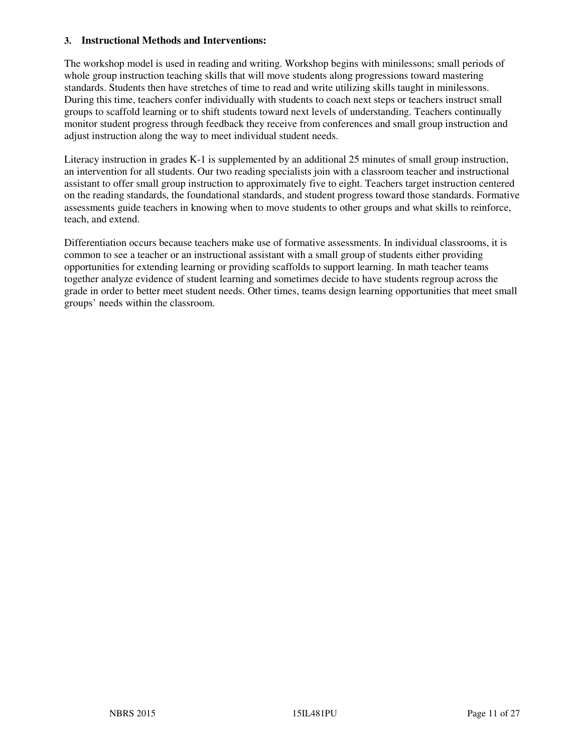### 3. Instructional Methods and Interventions:

The workshop model is used in reading and writing. Workshop begins with minilessons; small periods of whole group instruction teaching skills that will move students along progressions toward mastering standards. Students then have stretches of time to read and write utilizing skills taught in minilessons. During this time, teachers confer individually with students to coach next steps or teachers instruct small groups to scaffold learning or to shift students toward next levels of understanding. Teachers continually monitor student progress through feedback they receive from conferences and small group instruction and adjust instruction along the way to meet individual student needs.

Literacy instruction in grades K-1 is supplemented by an additional 25 minutes of small group instruction, an intervention for all students. Our two reading specialists join with a classroom teacher and instructional assistant to offer small group instruction to approximately five to eight. Teachers target instruction centered on the reading standards, the foundational standards, and student progress toward those standards. Formative assessments guide teachers in knowing when to move students to other groups and what skills to reinforce, teach, and extend.

Differentiation occurs because teachers make use of formative assessments. In individual classrooms, it is common to see a teacher or an instructional assistant with a small group of students either providing opportunities for extending learning or providing scaffolds to support learning. In math teacher teams together analyze evidence of student learning and sometimes decide to have students regroup across the grade in order to better meet student needs. Other times, teams design learning opportunities that meet small groups' needs within the classroom.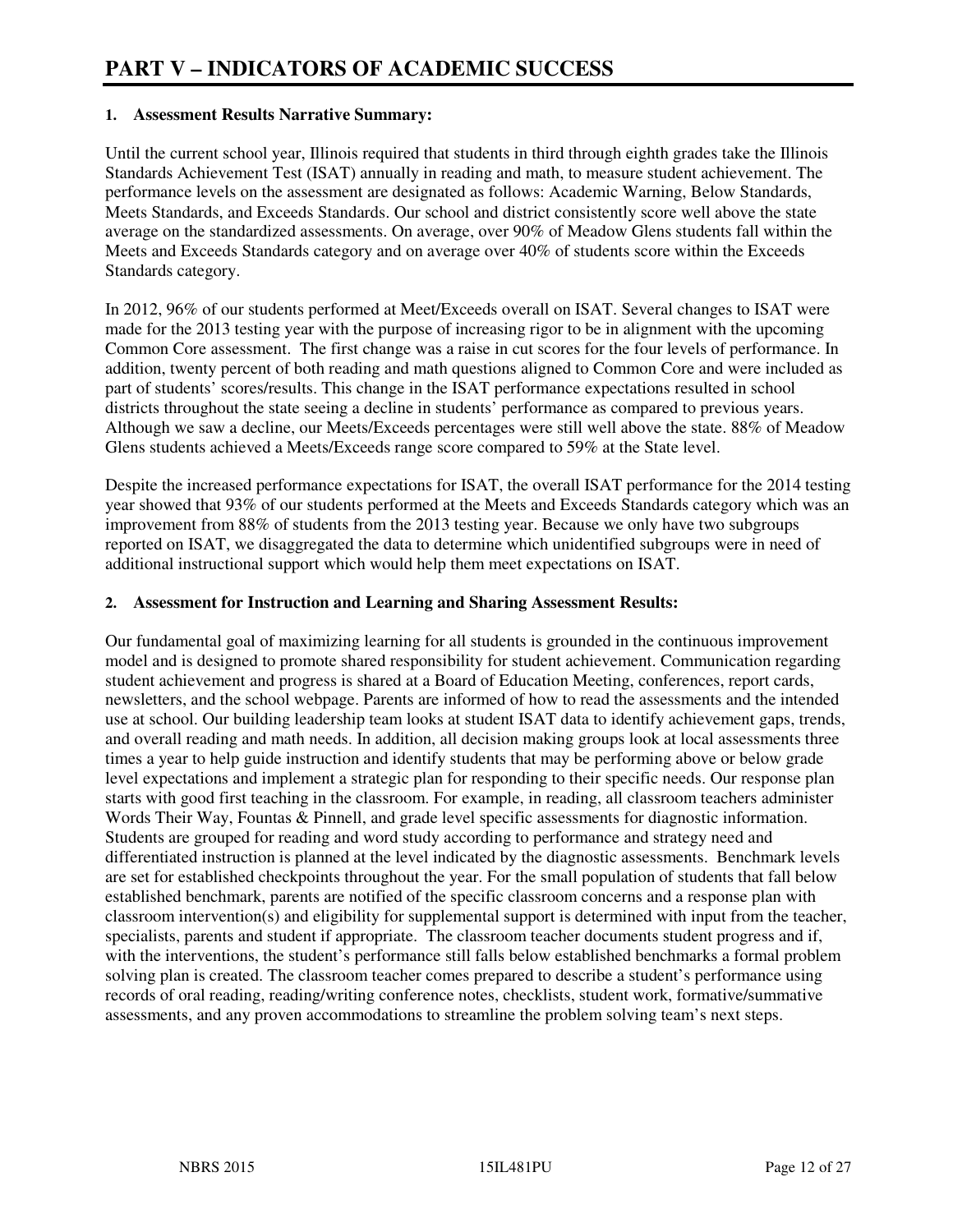# PART V – INDICATORS OF ACADEMIC SUCCESS

**1. Assessment Results Narrative Summary:**

Until the current school year, Illinois required that students in third through eighth grades take the Illinois Standards Achievement Test (ISAT) annually in reading and math, to measure student achievement. The performance levels on the assessment are designated as follows: Academic Warning, Below Standards, Meets Standards, and Exceeds Standards. Our school and district consistently score well above the state average on the standardized assessments. On average, over 90% of Meadow Glens students fall within the Meets and Exceeds Standards category and on average over 40% of students score within the Exceeds Standards category.

In 2012, 96% of our students performed at Meet/Exceeds overall on ISAT. Several changes to ISAT were made for the 2013 testing year with the purpose of increasing rigor to be in alignment with the upcoming Common Core assessment. The first change was a raise in cut scores for the four levels of performance. In addition, twenty percent of both reading and math questions aligned to Common Core and were included as part of students' scores/results. This change in the ISAT performance expectations resulted in school districts throughout the state seeing a decline in students' performance as compared to previous years. Although we saw a decline, our Meets/Exceeds percentages were still well above the state. 88% of Meadow Glens students achieved a Meets/Exceeds range score compared to 59% at the State level.

Despite the increased performance expectations for ISAT, the overall ISAT performance for the 2014 testing year showed that 93% of our students performed at the Meets and Exceeds Standards category which was an improvement from 88% of students from the 2013 testing year. Because we only have two subgroups reported on ISAT, we disaggregated the data to determine which unidentified subgroups were in need of additional instructional support which would help them meet expectations on ISAT.

**2. Assessment for Instruction and Learning and Sharing Assessment Results:**

Our fundamental goal of maximizing learning for all students is grounded in the continuous improvement model and is designed to promote shared responsibility for student achievement. Communication regarding student achievement and progress is shared at a Board of Education Meeting, conferences, report cards, newsletters, and the school webpage. Parents are informed of how to read the assessments and the intended use at school. Our building leadership team looks at student ISAT data to identify achievement gaps, trends, and overall reading and math needs. In addition, all decision making groups look at local assessments three times a year to help guide instruction and identify students that may be performing above or below grade level expectations and implement a strategic plan for responding to their specific needs. Our response plan starts with good first teaching in the classroom. For example, in reading, all classroom teachers administer Words Their Way, Fountas & Pinnell, and grade level specific assessments for diagnostic information. Students are grouped for reading and word study according to performance and strategy need and differentiated instruction is planned at the level indicated by the diagnostic assessments. Benchmark levels are set for established checkpoints throughout the year. For the small population of students that fall below established benchmark, parents are notified of the specific classroom concerns and a response plan with classroom intervention(s) and eligibility for supplemental support is determined with input from the teacher, specialists, parents and student if appropriate. The classroom teacher documents student progress and if, with the interventions, the student's performance still falls below established benchmarks a formal problem solving plan is created. The classroom teacher comes prepared to describe a student's performance using records of oral reading, reading/writing conference notes, checklists, student work, formative/summative assessments, and any proven accommodations to streamline the problem solving team's next steps.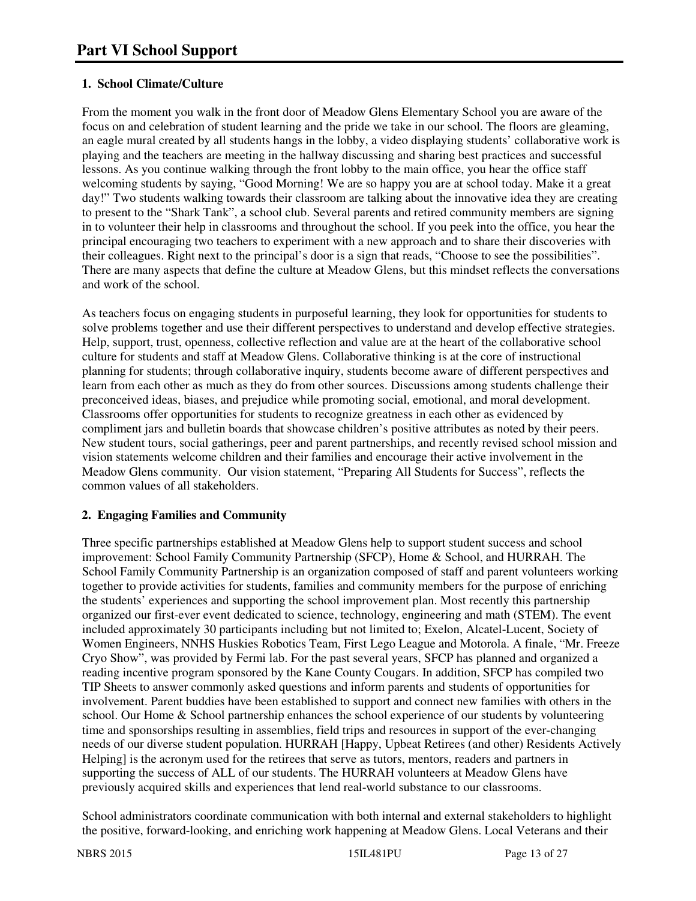# Part VI School Support

## 1. School Climate/Culture

From the moment you walk in the front door of Meadow Glens Elementary School you are aware of the focus on and celebration of student learning and the pride we take in our school. The floors are gleaming, an eagle mural created by all students hangs in the lobby, a video displaying students' collaborative work is playing and the teachers are meeting in the hallway discussing and sharing best practices and successful lessons. As you continue walking through the front lobby to the main office, you hear the office staff welcoming students by saying, "Good Morning! We are so happy you are at school today. Make it a great day!" Two students walking towards their classroom are talking about the innovative idea they are creating to present to the "Shark Tank", a school club. Several parents and retired community members are signing in to volunteer their help in classrooms and throughout the school. If you peek into the office, you hear the principal encouraging two teachers to experiment with a new approach and to share their discoveries with their colleagues. Right next to the principal's door is a sign that reads, "Choose to see the possibilities". There are many aspects that define the culture at Meadow Glens, but this mindset reflects the conversations and work of the school.

As teachers focus on engaging students in purposeful learning, they look for opportunities for students to solve problems together and use their different perspectives to understand and develop effective strategies. Help, support, trust, openness, collective reflection and value are at the heart of the collaborative school culture for students and staff at Meadow Glens. Collaborative thinking is at the core of instructional planning for students; through collaborative inquiry, students become aware of different perspectives and learn from each other as much as they do from other sources. Discussions among students challenge their preconceived ideas, biases, and prejudice while promoting social, emotional, and moral development. Classrooms offer opportunities for students to recognize greatness in each other as evidenced by compliment jars and bulletin boards that showcase children's positive attributes as noted by their peers. New student tours, social gatherings, peer and parent partnerships, and recently revised school mission and vision statements welcome children and their families and encourage their active involvement in the Meadow Glens community. Our vision statement, "Preparing All Students for Success", reflects the common values of all stakeholders.

## 2. Engaging Families and Community

Three specific partnerships established at Meadow Glens help to support student success and school improvement: School Family Community Partnership (SFCP), Home & School, and HURRAH. The School Family Community Partnership is an organization composed of staff and parent volunteers working together to provide activities for students, families and community members for the purpose of enriching the students' experiences and supporting the school improvement plan. Most recently this partnership organized our first-ever event dedicated to science, technology, engineering and math (STEM). The event included approximately 30 participants including but not limited to; Exelon, Alcatel-Lucent, Society of Women Engineers, NNHS Huskies Robotics Team, First Lego League and Motorola. A finale, "Mr. Freeze Cryo Show", was provided by Fermi lab. For the past several years, SFCP has planned and organized a reading incentive program sponsored by the Kane County Cougars. In addition, SFCP has compiled two TIP Sheets to answer commonly asked questions and inform parents and students of opportunities for involvement. Parent buddies have been established to support and connect new families with others in the school. Our Home & School partnership enhances the school experience of our students by volunteering time and sponsorships resulting in assemblies, field trips and resources in support of the ever-changing needs of our diverse student population. HURRAH [Happy, Upbeat Retirees (and other) Residents Actively Helping] is the acronym used for the retirees that serve as tutors, mentors, readers and partners in supporting the success of ALL of our students. The HURRAH volunteers at Meadow Glens have previously acquired skills and experiences that lend real-world substance to our classrooms.

School administrators coordinate communication with both internal and external stakeholders to highlight the positive, forward-looking, and enriching work happening at Meadow Glens. Local Veterans and their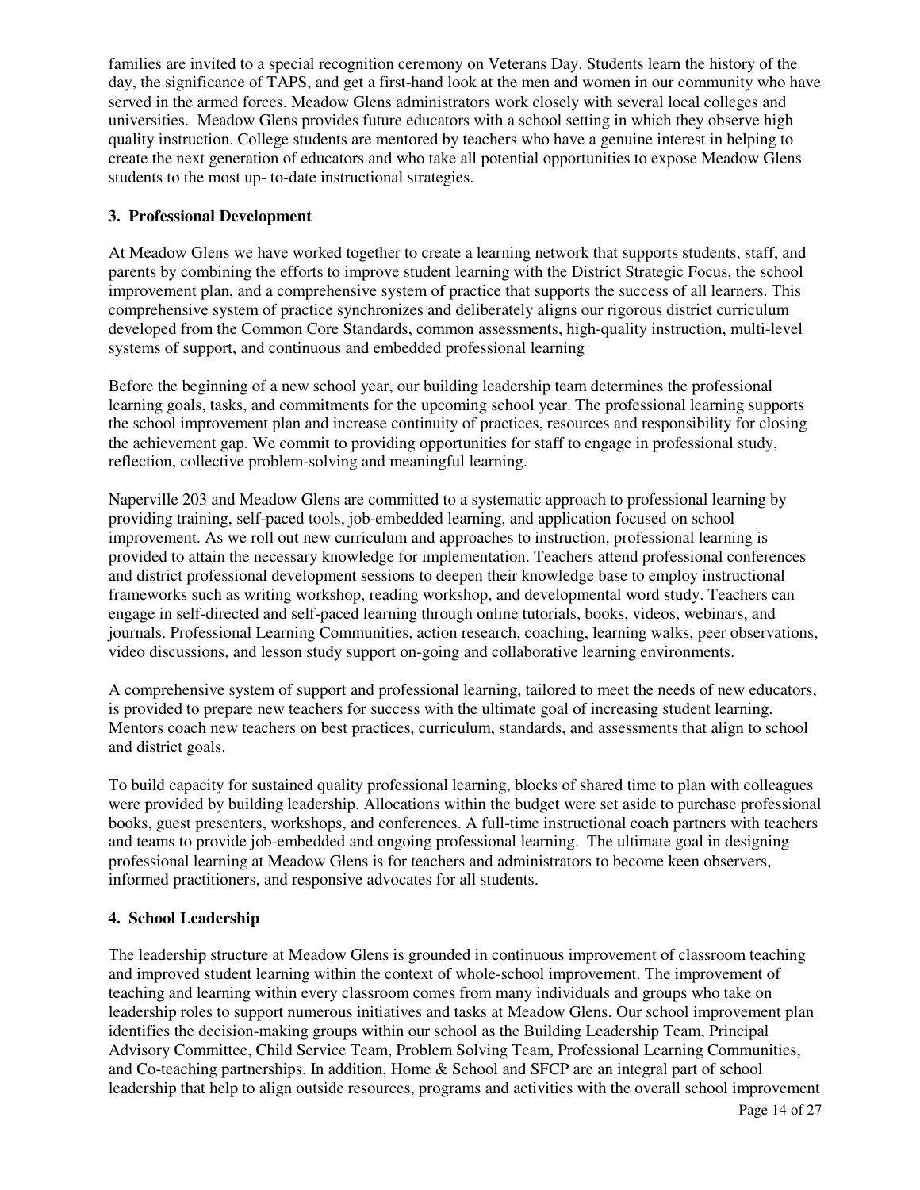families are invited to a special recognition ceremony on Veterans Day. Students learn the history of the day, the significance of TAPS, and get a first-hand look at the men and women in our community who have served in the armed forces. Meadow Glens administrators work closely with several local colleges and universities. Meadow Glens provides future educators with a school setting in which they observe high quality instruction. College students are mentored by teachers who have a genuine interest in helping to create the next generation of educators and who take all potential opportunities to expose Meadow Glens students to the most up- to-date instructional strategies.

**3. Professional Development**

At Meadow Glens we have worked together to create a learning network that supports students, staff, and parents by combining the efforts to improve student learning with the District Strategic Focus, the school improvement plan, and a comprehensive system of practice that supports the success of all learners. This comprehensive system of practice synchronizes and deliberately aligns our rigorous district curriculum developed from the Common Core Standards, common assessments, high-quality instruction, multi-level systems of support, and continuous and embedded professional learning

Before the beginning of a new school year, our building leadership team determines the professional learning goals, tasks, and commitments for the upcoming school year. The professional learning supports the school improvement plan and increase continuity of practices, resources and responsibility for closing the achievement gap. We commit to providing opportunities for staff to engage in professional study, reflection, collective problem-solving and meaningful learning.

Naperville 203 and Meadow Glens are committed to a systematic approach to professional learning by providing training, self-paced tools, job-embedded learning, and application focused on school improvement. As we roll out new curriculum and approaches to instruction, professional learning is provided to attain the necessary knowledge for implementation. Teachers attend professional conferences and district professional development sessions to deepen their knowledge base to employ instructional frameworks such as writing workshop, reading workshop, and developmental word study. Teachers can engage in self-directed and self-paced learning through online tutorials, books, videos, webinars, and journals. Professional Learning Communities, action research, coaching, learning walks, peer observations, video discussions, and lesson study support on-going and collaborative learning environments.

A comprehensive system of support and professional learning, tailored to meet the needs of new educators, is provided to prepare new teachers for success with the ultimate goal of increasing student learning. Mentors coach new teachers on best practices, curriculum, standards, and assessments that align to school and district goals.

To build capacity for sustained quality professional learning, blocks of shared time to plan with colleagues were provided by building leadership. Allocations within the budget were set aside to purchase professional books, guest presenters, workshops, and conferences. A full-time instructional coach partners with teachers and teams to provide job-embedded and ongoing professional learning. The ultimate goal in designing professional learning at Meadow Glens is for teachers and administrators to become keen observers, informed practitioners, and responsive advocates for all students.

**4. School Leadership**

The leadership structure at Meadow Glens is grounded in continuous improvement of classroom teaching and improved student learning within the context of whole-school improvement. The improvement of teaching and learning within every classroom comes from many individuals and groups who take on leadership roles to support numerous initiatives and tasks at Meadow Glens. Our school improvement plan identifies the decision-making groups within our school as the Building Leadership Team, Principal Advisory Committee, Child Service Team, Problem Solving Team, Professional Learning Communities, and Co-teaching partnerships. In addition, Home & School and SFCP are an integral part of school leadership that help to align outside resources, programs and activities with the overall school improvement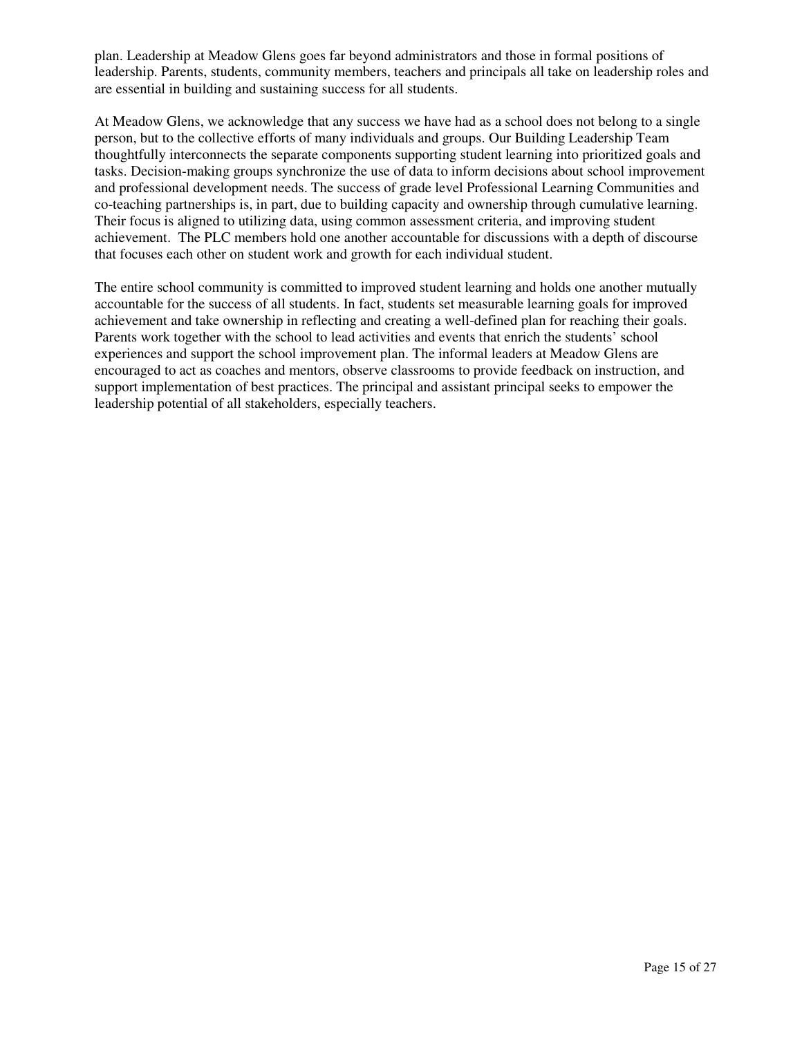plan. Leadership at Meadow Glens goes far beyond administrators and those in formal positions of leadership. Parents, students, community members, teachers and principals all take on leadership roles and are essential in building and sustaining success for all students.

At Meadow Glens, we acknowledge that any success we have had as a school does not belong to a single person, but to the collective efforts of many individuals and groups. Our Building Leadership Team thoughtfully interconnects the separate components supporting student learning into prioritized goals and tasks. Decision-making groups synchronize the use of data to inform decisions about school improvement and professional development needs. The success of grade level Professional Learning Communities and co-teaching partnerships is, in part, due to building capacity and ownership through cumulative learning. Their focus is aligned to utilizing data, using common assessment criteria, and improving student achievement. The PLC members hold one another accountable for discussions with a depth of discourse that focuses each other on student work and growth for each individual student.

The entire school community is committed to improved student learning and holds one another mutually accountable for the success of all students. In fact, students set measurable learning goals for improved achievement and take ownership in reflecting and creating a well-defined plan for reaching their goals. Parents work together with the school to lead activities and events that enrich the students' school experiences and support the school improvement plan. The informal leaders at Meadow Glens are encouraged to act as coaches and mentors, observe classrooms to provide feedback on instruction, and support implementation of best practices. The principal and assistant principal seeks to empower the leadership potential of all stakeholders, especially teachers.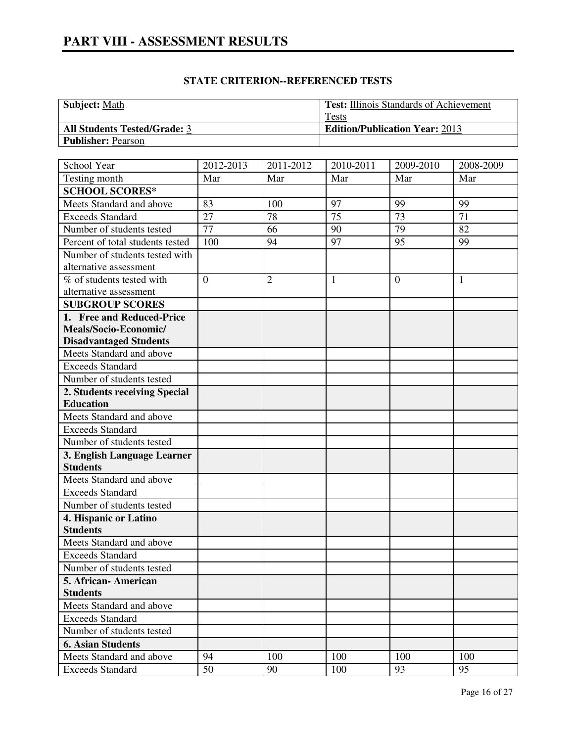## PART VIII - ASSESSMENT RESULTS

**STATE CRITERION--REFERENCED TESTS**

| **Subject:** Math | **Test:** Illinois Standards of Achievement Tests |
|---|---|
| **All Students Tested/Grade:** 3 | **Edition/Publication Year:** 2013 |
| **Publisher:** Pearson | |

| School Year | 2012-2013 | 2011-2012 | 2010-2011 | 2009-2010 | 2008-2009 |
|---|---|---|---|---|---|
| Testing month | Mar | Mar | Mar | Mar | Mar |
| **SCHOOL SCORES*** | | | | | |
| Meets Standard and above | 83 | 100 | 97 | 99 | 99 |
| Exceeds Standard | 27 | 78 | 75 | 73 | 71 |
| Number of students tested | 77 | 66 | 90 | 79 | 82 |
| Percent of total students tested | 100 | 94 | 97 | 95 | 99 |
| Number of students tested with alternative assessment | | | | | |
| % of students tested with alternative assessment | 0 | 2 | 1 | 0 | 1 |
| **SUBGROUP SCORES** | | | | | |
| **1. Free and Reduced-Price Meals/Socio-Economic/ Disadvantaged Students** | | | | | |
| Meets Standard and above | | | | | |
| Exceeds Standard | | | | | |
| Number of students tested | | | | | |
| **2. Students receiving Special Education** | | | | | |
| Meets Standard and above | | | | | |
| Exceeds Standard | | | | | |
| Number of students tested | | | | | |
| **3. English Language Learner Students** | | | | | |
| Meets Standard and above | | | | | |
| Exceeds Standard | | | | | |
| Number of students tested | | | | | |
| **4. Hispanic or Latino Students** | | | | | |
| Meets Standard and above | | | | | |
| Exceeds Standard | | | | | |
| Number of students tested | | | | | |
| **5. African- American Students** | | | | | |
| Meets Standard and above | | | | | |
| Exceeds Standard | | | | | |
| Number of students tested | | | | | |
| **6. Asian Students** | | | | | |
| Meets Standard and above | 94 | 100 | 100 | 100 | 100 |
| Exceeds Standard | 50 | 90 | 100 | 93 | 95 |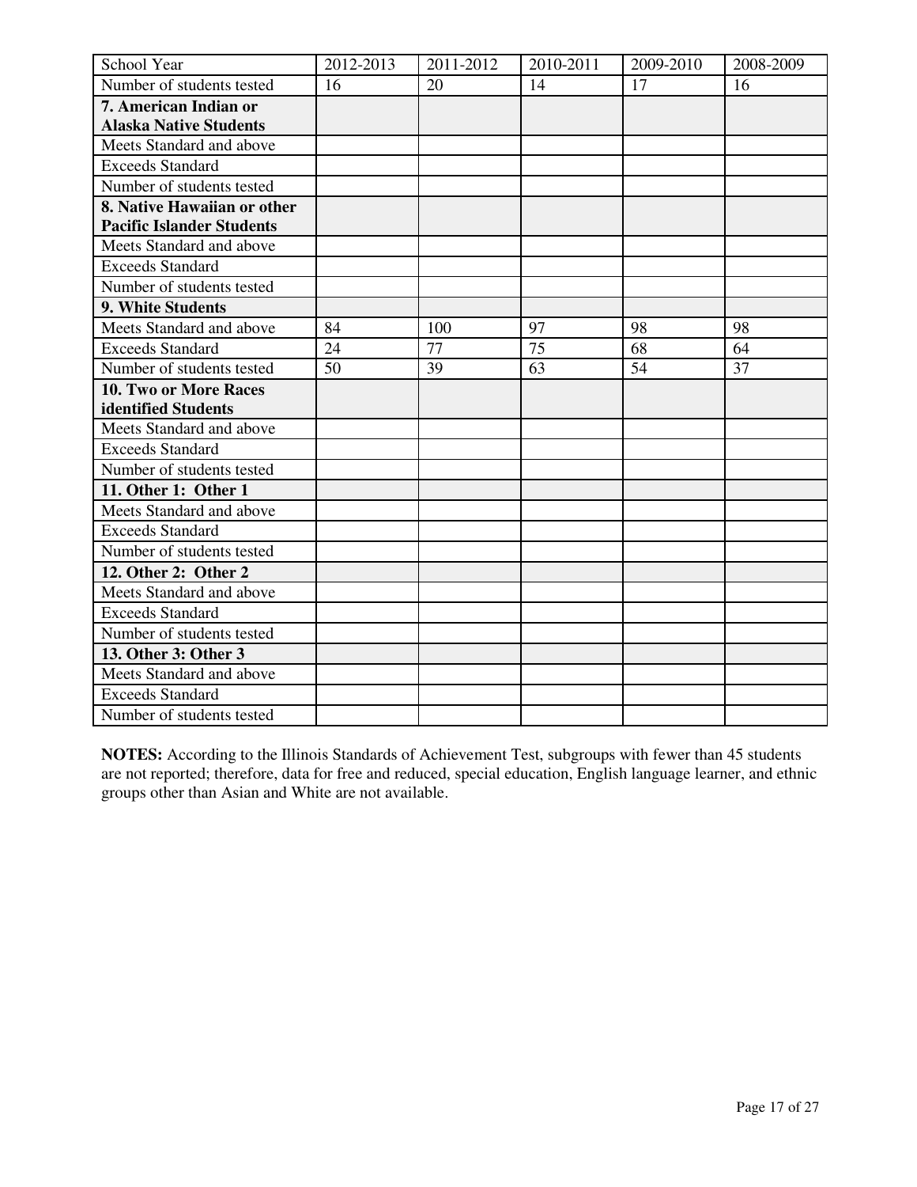| School Year | 2012-2013 | 2011-2012 | 2010-2011 | 2009-2010 | 2008-2009 |
| --- | --- | --- | --- | --- | --- |
| Number of students tested | 16 | 20 | 14 | 17 | 16 |
| **7. American Indian or Alaska Native Students** | | | | | |
| Meets Standard and above | | | | | |
| Exceeds Standard | | | | | |
| Number of students tested | | | | | |
| **8. Native Hawaiian or other Pacific Islander Students** | | | | | |
| Meets Standard and above | | | | | |
| Exceeds Standard | | | | | |
| Number of students tested | | | | | |
| **9. White Students** | | | | | |
| Meets Standard and above | 84 | 100 | 97 | 98 | 98 |
| Exceeds Standard | 24 | 77 | 75 | 68 | 64 |
| Number of students tested | 50 | 39 | 63 | 54 | 37 |
| **10. Two or More Races identified Students** | | | | | |
| Meets Standard and above | | | | | |
| Exceeds Standard | | | | | |
| Number of students tested | | | | | |
| **11. Other 1: Other 1** | | | | | |
| Meets Standard and above | | | | | |
| Exceeds Standard | | | | | |
| Number of students tested | | | | | |
| **12. Other 2: Other 2** | | | | | |
| Meets Standard and above | | | | | |
| Exceeds Standard | | | | | |
| Number of students tested | | | | | |
| **13. Other 3: Other 3** | | | | | |
| Meets Standard and above | | | | | |
| Exceeds Standard | | | | | |
| Number of students tested | | | | | |

**NOTES:** According to the Illinois Standards of Achievement Test, subgroups with fewer than 45 students are not reported; therefore, data for free and reduced, special education, English language learner, and ethnic groups other than Asian and White are not available.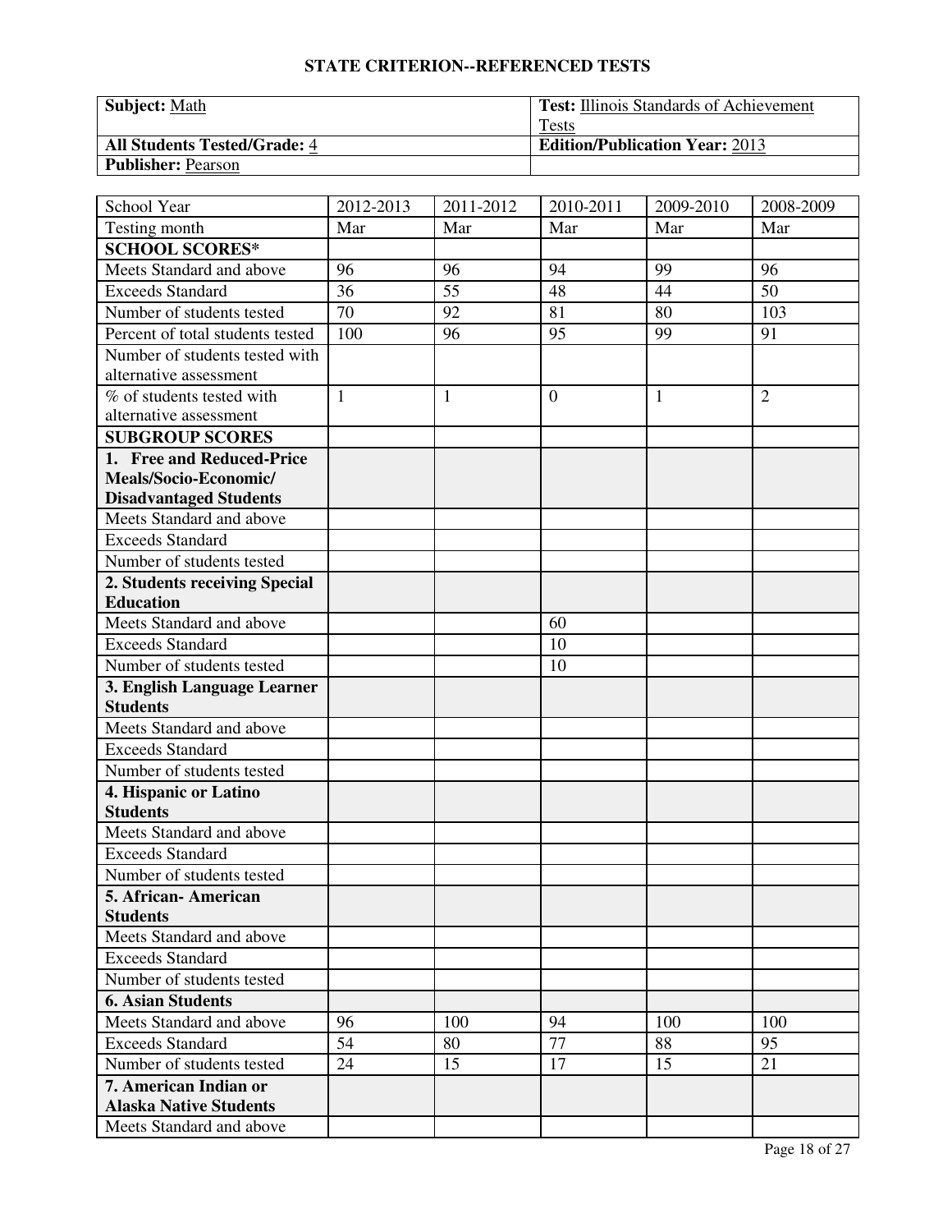## STATE CRITERION--REFERENCED TESTS

| **Subject:** Math | **Test:** Illinois Standards of Achievement Tests |
|---|---|
| **All Students Tested/Grade:** 4 | **Edition/Publication Year:** 2013 |
| **Publisher:** Pearson | |

| School Year | 2012-2013 | 2011-2012 | 2010-2011 | 2009-2010 | 2008-2009 |
|---|---|---|---|---|---|
| Testing month | Mar | Mar | Mar | Mar | Mar |
| **SCHOOL SCORES*** | | | | | |
| Meets Standard and above | 96 | 96 | 94 | 99 | 96 |
| Exceeds Standard | 36 | 55 | 48 | 44 | 50 |
| Number of students tested | 70 | 92 | 81 | 80 | 103 |
| Percent of total students tested | 100 | 96 | 95 | 99 | 91 |
| Number of students tested with alternative assessment | | | | | |
| % of students tested with alternative assessment | 1 | 1 | 0 | 1 | 2 |
| **SUBGROUP SCORES** | | | | | |
| **1. Free and Reduced-Price Meals/Socio-Economic/ Disadvantaged Students** | | | | | |
| Meets Standard and above | | | | | |
| Exceeds Standard | | | | | |
| Number of students tested | | | | | |
| **2. Students receiving Special Education** | | | | | |
| Meets Standard and above | | | 60 | | |
| Exceeds Standard | | | 10 | | |
| Number of students tested | | | 10 | | |
| **3. English Language Learner Students** | | | | | |
| Meets Standard and above | | | | | |
| Exceeds Standard | | | | | |
| Number of students tested | | | | | |
| **4. Hispanic or Latino Students** | | | | | |
| Meets Standard and above | | | | | |
| Exceeds Standard | | | | | |
| Number of students tested | | | | | |
| **5. African- American Students** | | | | | |
| Meets Standard and above | | | | | |
| Exceeds Standard | | | | | |
| Number of students tested | | | | | |
| **6. Asian Students** | | | | | |
| Meets Standard and above | 96 | 100 | 94 | 100 | 100 |
| Exceeds Standard | 54 | 80 | 77 | 88 | 95 |
| Number of students tested | 24 | 15 | 17 | 15 | 21 |
| **7. American Indian or Alaska Native Students** | | | | | |
| Meets Standard and above | | | | | |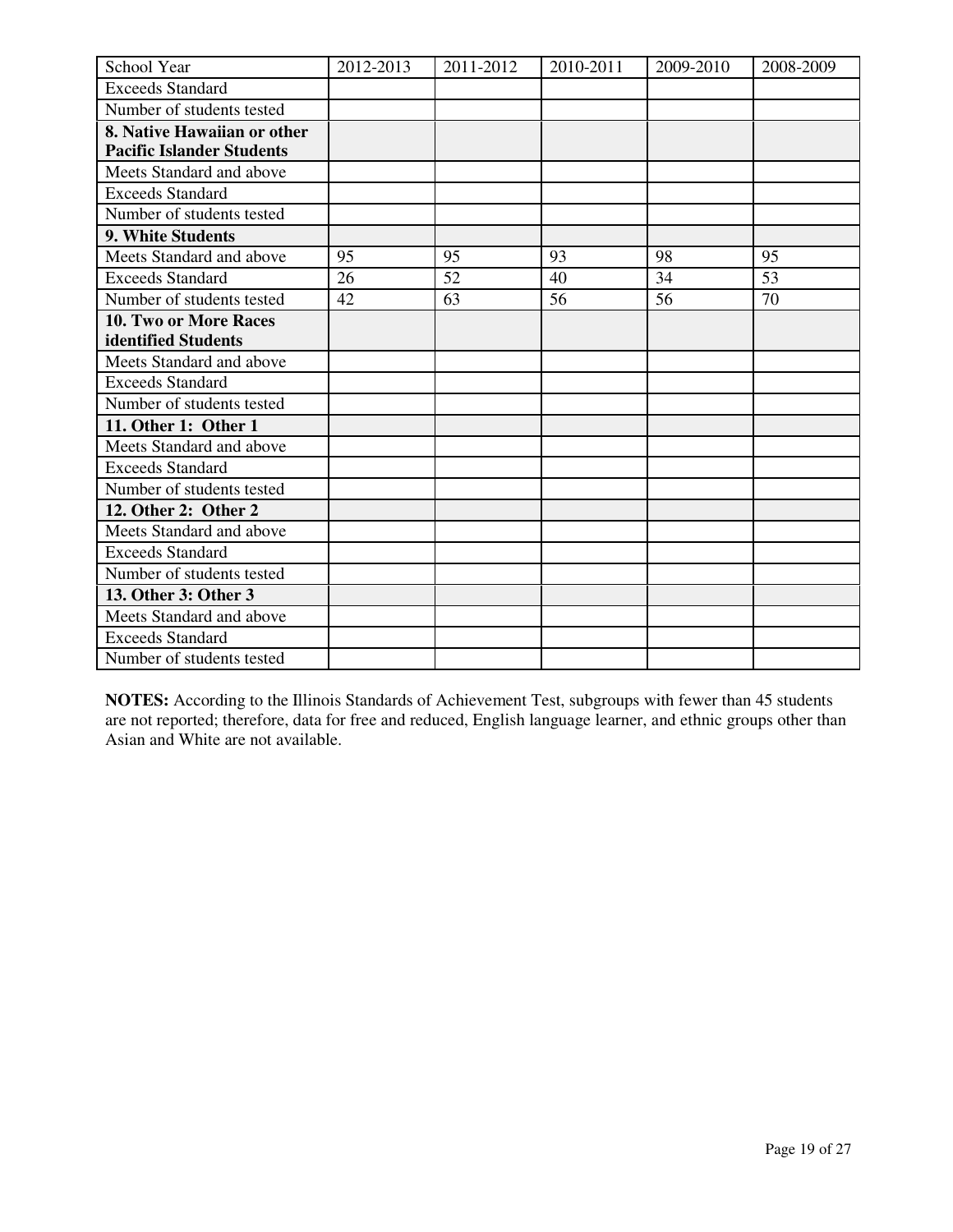| School Year | 2012-2013 | 2011-2012 | 2010-2011 | 2009-2010 | 2008-2009 |
|---|---|---|---|---|---|
| Exceeds Standard | | | | | |
| Number of students tested | | | | | |
| **8. Native Hawaiian or other Pacific Islander Students** | | | | | |
| Meets Standard and above | | | | | |
| Exceeds Standard | | | | | |
| Number of students tested | | | | | |
| **9. White Students** | | | | | |
| Meets Standard and above | 95 | 95 | 93 | 98 | 95 |
| Exceeds Standard | 26 | 52 | 40 | 34 | 53 |
| Number of students tested | 42 | 63 | 56 | 56 | 70 |
| **10. Two or More Races identified Students** | | | | | |
| Meets Standard and above | | | | | |
| Exceeds Standard | | | | | |
| Number of students tested | | | | | |
| **11. Other 1: Other 1** | | | | | |
| Meets Standard and above | | | | | |
| Exceeds Standard | | | | | |
| Number of students tested | | | | | |
| **12. Other 2: Other 2** | | | | | |
| Meets Standard and above | | | | | |
| Exceeds Standard | | | | | |
| Number of students tested | | | | | |
| **13. Other 3: Other 3** | | | | | |
| Meets Standard and above | | | | | |
| Exceeds Standard | | | | | |
| Number of students tested | | | | | |

**NOTES:** According to the Illinois Standards of Achievement Test, subgroups with fewer than 45 students are not reported; therefore, data for free and reduced, English language learner, and ethnic groups other than Asian and White are not available.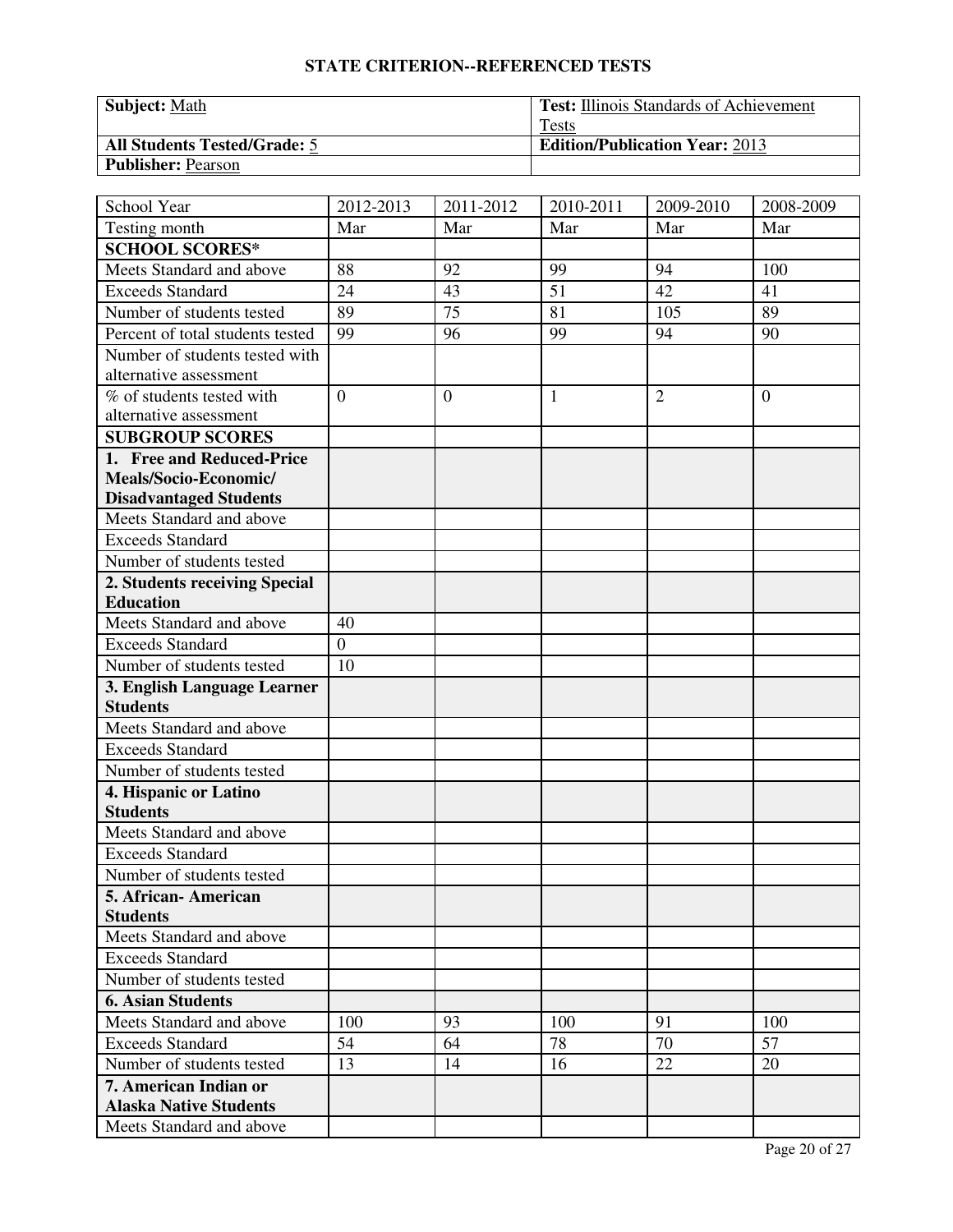## STATE CRITERION--REFERENCED TESTS

| **Subject:** Math | **Test:** Illinois Standards of Achievement Tests |
|---|---|
| **All Students Tested/Grade:** 5 | **Edition/Publication Year:** 2013 |
| **Publisher:** Pearson | |

| School Year | 2012-2013 | 2011-2012 | 2010-2011 | 2009-2010 | 2008-2009 |
|---|---|---|---|---|---|
| Testing month | Mar | Mar | Mar | Mar | Mar |
| **SCHOOL SCORES*** | | | | | |
| Meets Standard and above | 88 | 92 | 99 | 94 | 100 |
| Exceeds Standard | 24 | 43 | 51 | 42 | 41 |
| Number of students tested | 89 | 75 | 81 | 105 | 89 |
| Percent of total students tested | 99 | 96 | 99 | 94 | 90 |
| Number of students tested with alternative assessment | | | | | |
| % of students tested with alternative assessment | 0 | 0 | 1 | 2 | 0 |
| **SUBGROUP SCORES** | | | | | |
| **1. Free and Reduced-Price Meals/Socio-Economic/ Disadvantaged Students** | | | | | |
| Meets Standard and above | | | | | |
| Exceeds Standard | | | | | |
| Number of students tested | | | | | |
| **2. Students receiving Special Education** | | | | | |
| Meets Standard and above | 40 | | | | |
| Exceeds Standard | 0 | | | | |
| Number of students tested | 10 | | | | |
| **3. English Language Learner Students** | | | | | |
| Meets Standard and above | | | | | |
| Exceeds Standard | | | | | |
| Number of students tested | | | | | |
| **4. Hispanic or Latino Students** | | | | | |
| Meets Standard and above | | | | | |
| Exceeds Standard | | | | | |
| Number of students tested | | | | | |
| **5. African- American Students** | | | | | |
| Meets Standard and above | | | | | |
| Exceeds Standard | | | | | |
| Number of students tested | | | | | |
| **6. Asian Students** | | | | | |
| Meets Standard and above | 100 | 93 | 100 | 91 | 100 |
| Exceeds Standard | 54 | 64 | 78 | 70 | 57 |
| Number of students tested | 13 | 14 | 16 | 22 | 20 |
| **7. American Indian or Alaska Native Students** | | | | | |
| Meets Standard and above | | | | | |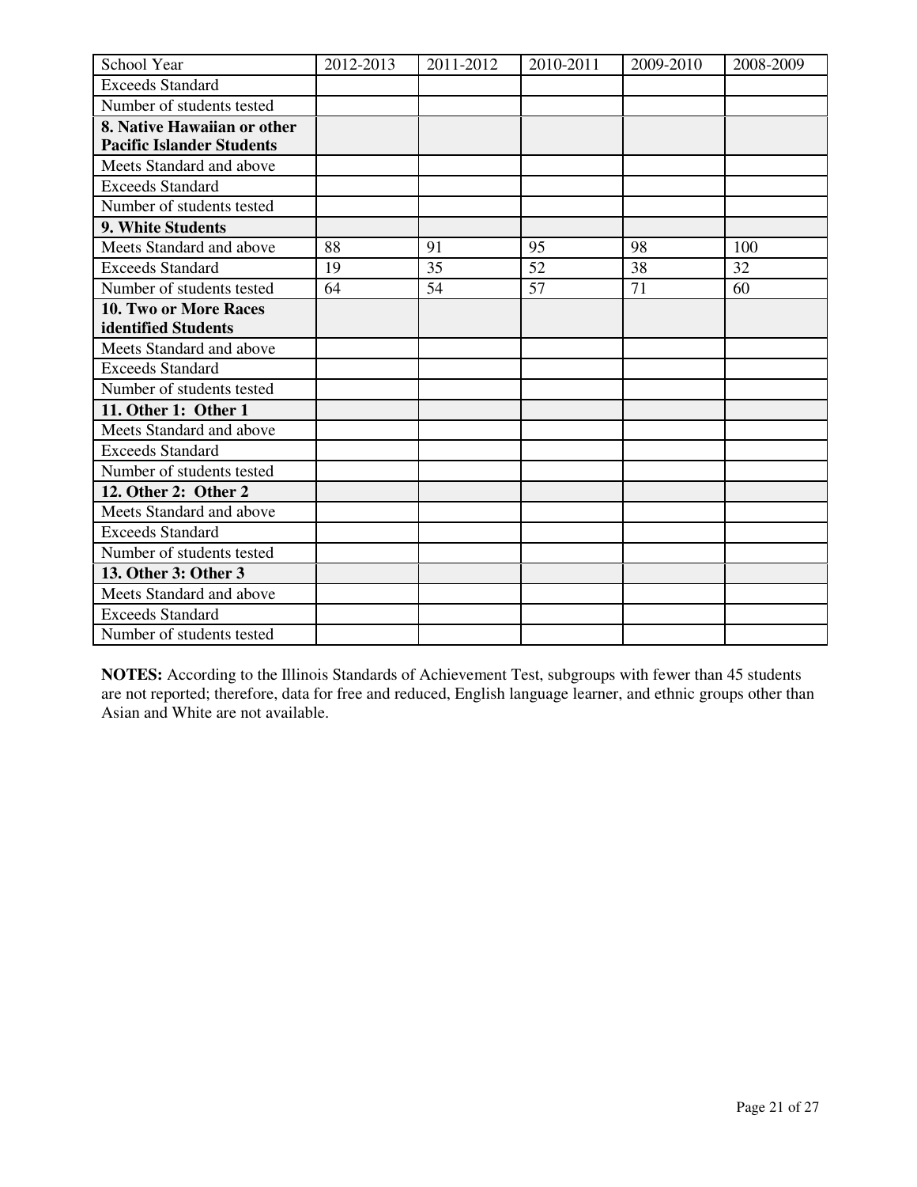| School Year | 2012-2013 | 2011-2012 | 2010-2011 | 2009-2010 | 2008-2009 |
|---|---|---|---|---|---|
| Exceeds Standard | | | | | |
| Number of students tested | | | | | |
| **8. Native Hawaiian or other Pacific Islander Students** | | | | | |
| Meets Standard and above | | | | | |
| Exceeds Standard | | | | | |
| Number of students tested | | | | | |
| **9. White Students** | | | | | |
| Meets Standard and above | 88 | 91 | 95 | 98 | 100 |
| Exceeds Standard | 19 | 35 | 52 | 38 | 32 |
| Number of students tested | 64 | 54 | 57 | 71 | 60 |
| **10. Two or More Races identified Students** | | | | | |
| Meets Standard and above | | | | | |
| Exceeds Standard | | | | | |
| Number of students tested | | | | | |
| **11. Other 1: Other 1** | | | | | |
| Meets Standard and above | | | | | |
| Exceeds Standard | | | | | |
| Number of students tested | | | | | |
| **12. Other 2: Other 2** | | | | | |
| Meets Standard and above | | | | | |
| Exceeds Standard | | | | | |
| Number of students tested | | | | | |
| **13. Other 3: Other 3** | | | | | |
| Meets Standard and above | | | | | |
| Exceeds Standard | | | | | |
| Number of students tested | | | | | |

**NOTES:** According to the Illinois Standards of Achievement Test, subgroups with fewer than 45 students are not reported; therefore, data for free and reduced, English language learner, and ethnic groups other than Asian and White are not available.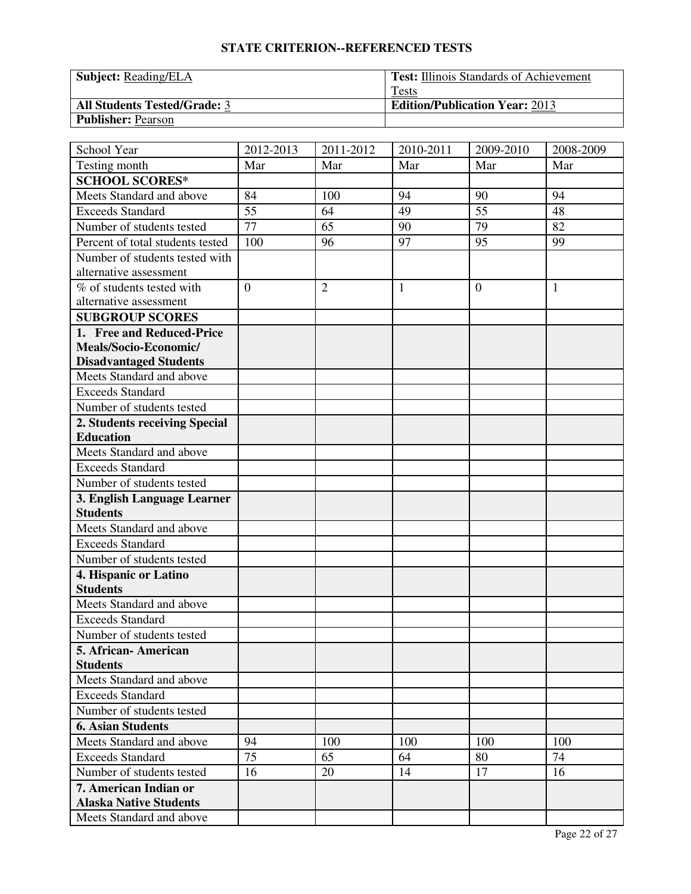## STATE CRITERION--REFERENCED TESTS

| **Subject:** Reading/ELA | **Test:** Illinois Standards of Achievement Tests |
|---|---|
| **All Students Tested/Grade:** 3 | **Edition/Publication Year:** 2013 |
| **Publisher:** Pearson | |

| School Year | 2012-2013 | 2011-2012 | 2010-2011 | 2009-2010 | 2008-2009 |
|---|---|---|---|---|---|
| Testing month | Mar | Mar | Mar | Mar | Mar |
| **SCHOOL SCORES*** | | | | | |
| Meets Standard and above | 84 | 100 | 94 | 90 | 94 |
| Exceeds Standard | 55 | 64 | 49 | 55 | 48 |
| Number of students tested | 77 | 65 | 90 | 79 | 82 |
| Percent of total students tested | 100 | 96 | 97 | 95 | 99 |
| Number of students tested with alternative assessment | | | | | |
| % of students tested with alternative assessment | 0 | 2 | 1 | 0 | 1 |
| **SUBGROUP SCORES** | | | | | |
| **1. Free and Reduced-Price Meals/Socio-Economic/ Disadvantaged Students** | | | | | |
| Meets Standard and above | | | | | |
| Exceeds Standard | | | | | |
| Number of students tested | | | | | |
| **2. Students receiving Special Education** | | | | | |
| Meets Standard and above | | | | | |
| Exceeds Standard | | | | | |
| Number of students tested | | | | | |
| **3. English Language Learner Students** | | | | | |
| Meets Standard and above | | | | | |
| Exceeds Standard | | | | | |
| Number of students tested | | | | | |
| **4. Hispanic or Latino Students** | | | | | |
| Meets Standard and above | | | | | |
| Exceeds Standard | | | | | |
| Number of students tested | | | | | |
| **5. African- American Students** | | | | | |
| Meets Standard and above | | | | | |
| Exceeds Standard | | | | | |
| Number of students tested | | | | | |
| **6. Asian Students** | | | | | |
| Meets Standard and above | 94 | 100 | 100 | 100 | 100 |
| Exceeds Standard | 75 | 65 | 64 | 80 | 74 |
| Number of students tested | 16 | 20 | 14 | 17 | 16 |
| **7. American Indian or Alaska Native Students** | | | | | |
| Meets Standard and above | | | | | |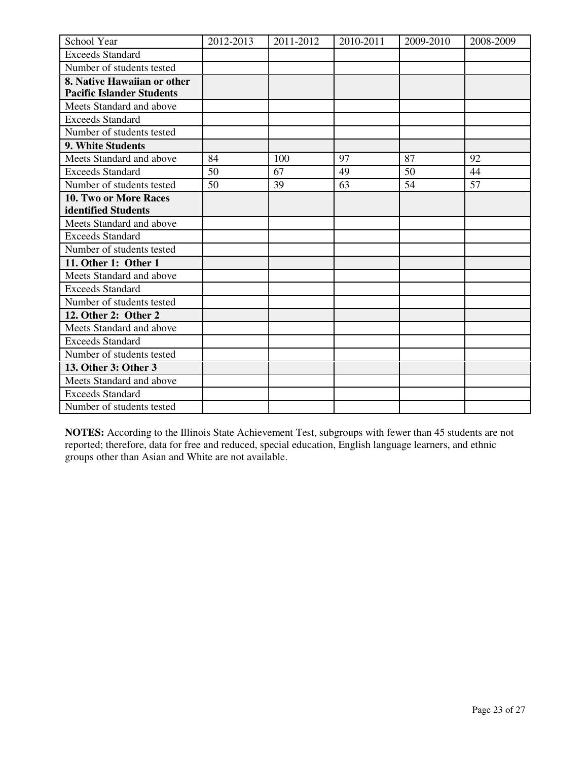| School Year | 2012-2013 | 2011-2012 | 2010-2011 | 2009-2010 | 2008-2009 |
| --- | --- | --- | --- | --- | --- |
| Exceeds Standard | | | | | |
| Number of students tested | | | | | |
| **8. Native Hawaiian or other Pacific Islander Students** | | | | | |
| Meets Standard and above | | | | | |
| Exceeds Standard | | | | | |
| Number of students tested | | | | | |
| **9. White Students** | | | | | |
| Meets Standard and above | 84 | 100 | 97 | 87 | 92 |
| Exceeds Standard | 50 | 67 | 49 | 50 | 44 |
| Number of students tested | 50 | 39 | 63 | 54 | 57 |
| **10. Two or More Races identified Students** | | | | | |
| Meets Standard and above | | | | | |
| Exceeds Standard | | | | | |
| Number of students tested | | | | | |
| **11. Other 1: Other 1** | | | | | |
| Meets Standard and above | | | | | |
| Exceeds Standard | | | | | |
| Number of students tested | | | | | |
| **12. Other 2: Other 2** | | | | | |
| Meets Standard and above | | | | | |
| Exceeds Standard | | | | | |
| Number of students tested | | | | | |
| **13. Other 3: Other 3** | | | | | |
| Meets Standard and above | | | | | |
| Exceeds Standard | | | | | |
| Number of students tested | | | | | |

**NOTES:** According to the Illinois State Achievement Test, subgroups with fewer than 45 students are not reported; therefore, data for free and reduced, special education, English language learners, and ethnic groups other than Asian and White are not available.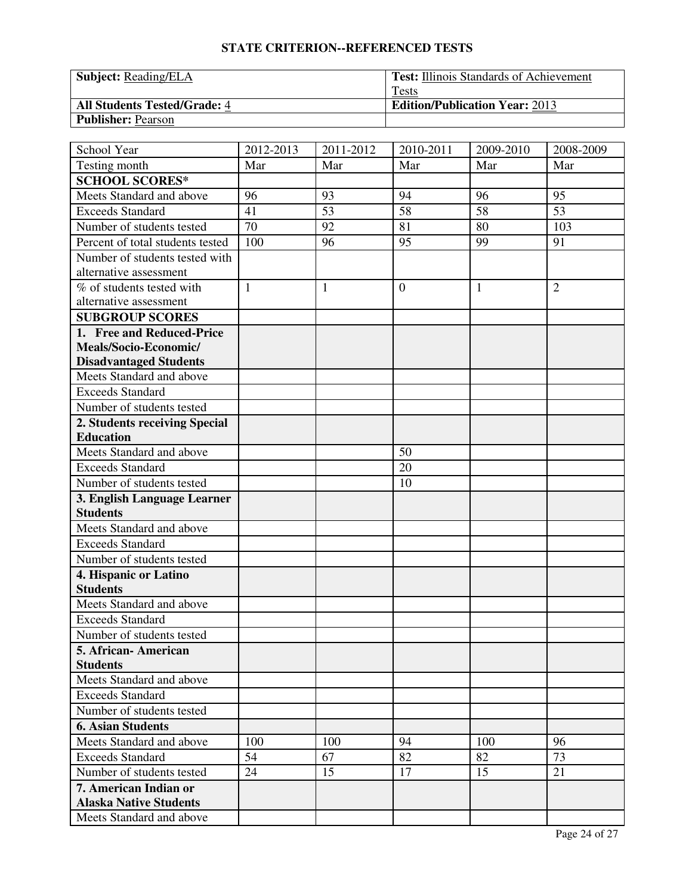## STATE CRITERION--REFERENCED TESTS

| **Subject:** Reading/ELA | **Test:** Illinois Standards of Achievement Tests |
|---|---|
| **All Students Tested/Grade:** 4 | **Edition/Publication Year:** 2013 |
| **Publisher:** Pearson | |

| School Year | 2012-2013 | 2011-2012 | 2010-2011 | 2009-2010 | 2008-2009 |
|---|---|---|---|---|---|
| Testing month | Mar | Mar | Mar | Mar | Mar |
| **SCHOOL SCORES*** | | | | | |
| Meets Standard and above | 96 | 93 | 94 | 96 | 95 |
| Exceeds Standard | 41 | 53 | 58 | 58 | 53 |
| Number of students tested | 70 | 92 | 81 | 80 | 103 |
| Percent of total students tested | 100 | 96 | 95 | 99 | 91 |
| Number of students tested with alternative assessment | | | | | |
| % of students tested with alternative assessment | 1 | 1 | 0 | 1 | 2 |
| **SUBGROUP SCORES** | | | | | |
| **1. Free and Reduced-Price Meals/Socio-Economic/ Disadvantaged Students** | | | | | |
| Meets Standard and above | | | | | |
| Exceeds Standard | | | | | |
| Number of students tested | | | | | |
| **2. Students receiving Special Education** | | | | | |
| Meets Standard and above | | | 50 | | |
| Exceeds Standard | | | 20 | | |
| Number of students tested | | | 10 | | |
| **3. English Language Learner Students** | | | | | |
| Meets Standard and above | | | | | |
| Exceeds Standard | | | | | |
| Number of students tested | | | | | |
| **4. Hispanic or Latino Students** | | | | | |
| Meets Standard and above | | | | | |
| Exceeds Standard | | | | | |
| Number of students tested | | | | | |
| **5. African- American Students** | | | | | |
| Meets Standard and above | | | | | |
| Exceeds Standard | | | | | |
| Number of students tested | | | | | |
| **6. Asian Students** | | | | | |
| Meets Standard and above | 100 | 100 | 94 | 100 | 96 |
| Exceeds Standard | 54 | 67 | 82 | 82 | 73 |
| Number of students tested | 24 | 15 | 17 | 15 | 21 |
| **7. American Indian or Alaska Native Students** | | | | | |
| Meets Standard and above | | | | | |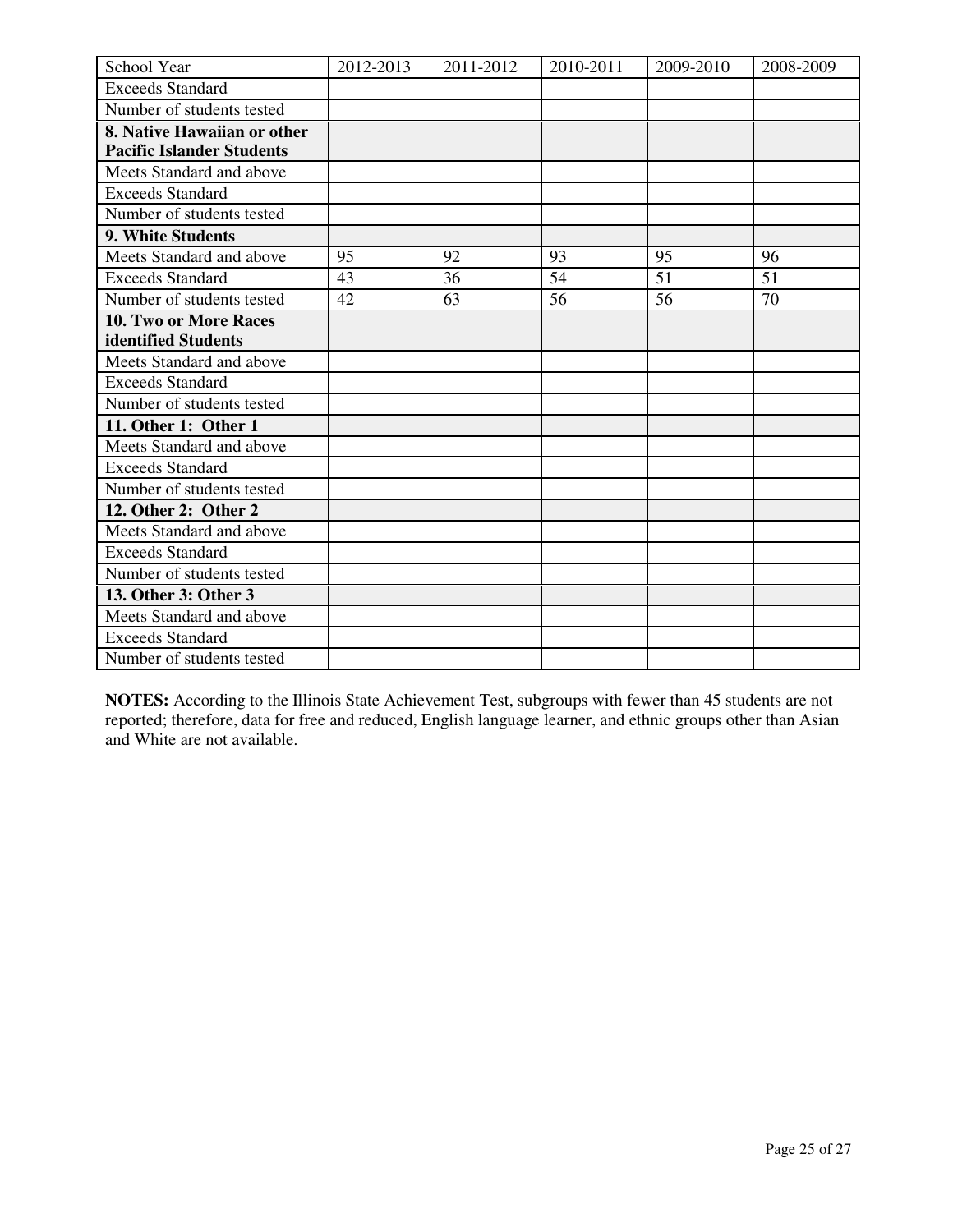| School Year | 2012-2013 | 2011-2012 | 2010-2011 | 2009-2010 | 2008-2009 |
|---|---|---|---|---|---|
| Exceeds Standard | | | | | |
| Number of students tested | | | | | |
| **8. Native Hawaiian or other Pacific Islander Students** | | | | | |
| Meets Standard and above | | | | | |
| Exceeds Standard | | | | | |
| Number of students tested | | | | | |
| **9. White Students** | | | | | |
| Meets Standard and above | 95 | 92 | 93 | 95 | 96 |
| Exceeds Standard | 43 | 36 | 54 | 51 | 51 |
| Number of students tested | 42 | 63 | 56 | 56 | 70 |
| **10. Two or More Races identified Students** | | | | | |
| Meets Standard and above | | | | | |
| Exceeds Standard | | | | | |
| Number of students tested | | | | | |
| **11. Other 1: Other 1** | | | | | |
| Meets Standard and above | | | | | |
| Exceeds Standard | | | | | |
| Number of students tested | | | | | |
| **12. Other 2: Other 2** | | | | | |
| Meets Standard and above | | | | | |
| Exceeds Standard | | | | | |
| Number of students tested | | | | | |
| **13. Other 3: Other 3** | | | | | |
| Meets Standard and above | | | | | |
| Exceeds Standard | | | | | |
| Number of students tested | | | | | |

**NOTES:** According to the Illinois State Achievement Test, subgroups with fewer than 45 students are not reported; therefore, data for free and reduced, English language learner, and ethnic groups other than Asian and White are not available.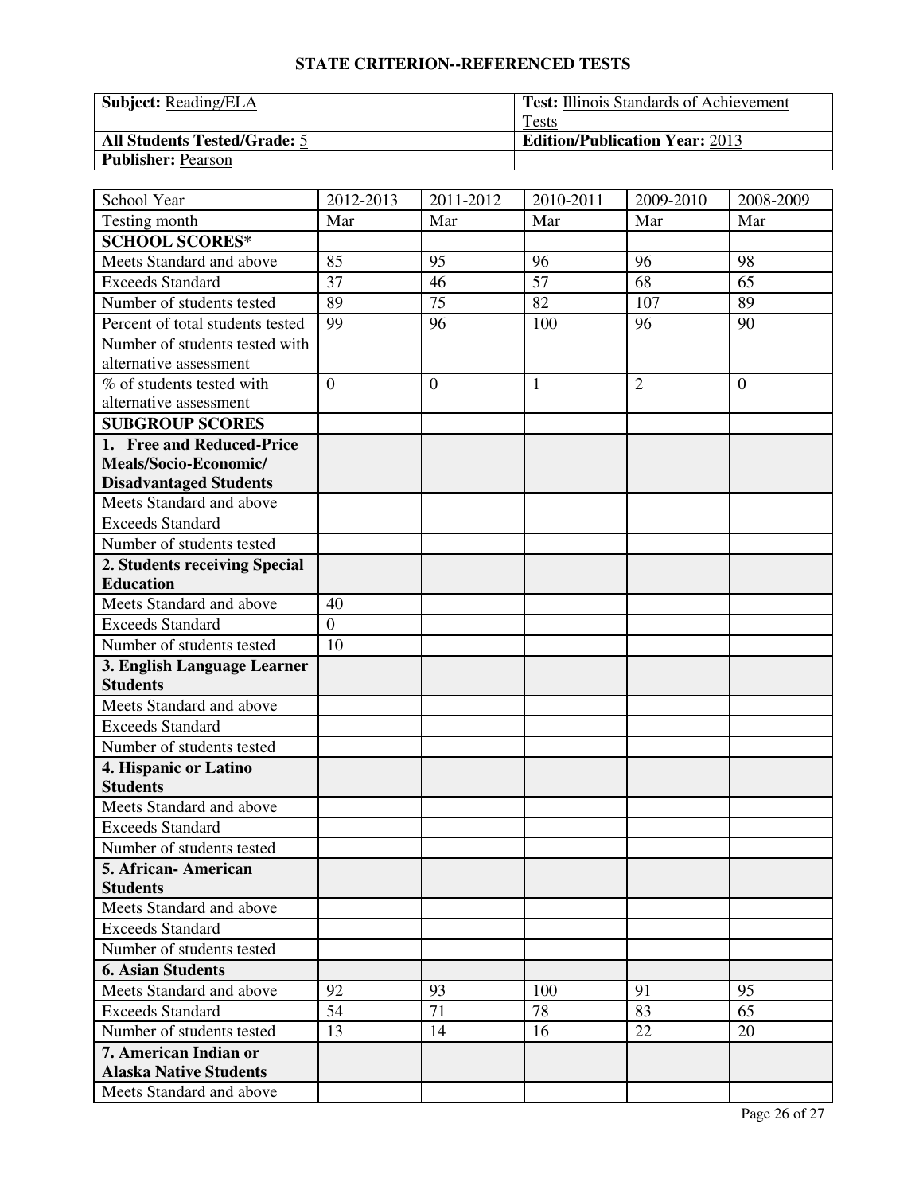## STATE CRITERION--REFERENCED TESTS

| **Subject:** Reading/ELA | **Test:** Illinois Standards of Achievement Tests |
|---|---|
| **All Students Tested/Grade:** 5 | **Edition/Publication Year:** 2013 |
| **Publisher:** Pearson | |

| School Year | 2012-2013 | 2011-2012 | 2010-2011 | 2009-2010 | 2008-2009 |
|---|---|---|---|---|---|
| Testing month | Mar | Mar | Mar | Mar | Mar |
| **SCHOOL SCORES*** | | | | | |
| Meets Standard and above | 85 | 95 | 96 | 96 | 98 |
| Exceeds Standard | 37 | 46 | 57 | 68 | 65 |
| Number of students tested | 89 | 75 | 82 | 107 | 89 |
| Percent of total students tested | 99 | 96 | 100 | 96 | 90 |
| Number of students tested with alternative assessment | | | | | |
| % of students tested with alternative assessment | 0 | 0 | 1 | 2 | 0 |
| **SUBGROUP SCORES** | | | | | |
| **1. Free and Reduced-Price Meals/Socio-Economic/ Disadvantaged Students** | | | | | |
| Meets Standard and above | | | | | |
| Exceeds Standard | | | | | |
| Number of students tested | | | | | |
| **2. Students receiving Special Education** | | | | | |
| Meets Standard and above | 40 | | | | |
| Exceeds Standard | 0 | | | | |
| Number of students tested | 10 | | | | |
| **3. English Language Learner Students** | | | | | |
| Meets Standard and above | | | | | |
| Exceeds Standard | | | | | |
| Number of students tested | | | | | |
| **4. Hispanic or Latino Students** | | | | | |
| Meets Standard and above | | | | | |
| Exceeds Standard | | | | | |
| Number of students tested | | | | | |
| **5. African- American Students** | | | | | |
| Meets Standard and above | | | | | |
| Exceeds Standard | | | | | |
| Number of students tested | | | | | |
| **6. Asian Students** | | | | | |
| Meets Standard and above | 92 | 93 | 100 | 91 | 95 |
| Exceeds Standard | 54 | 71 | 78 | 83 | 65 |
| Number of students tested | 13 | 14 | 16 | 22 | 20 |
| **7. American Indian or Alaska Native Students** | | | | | |
| Meets Standard and above | | | | | |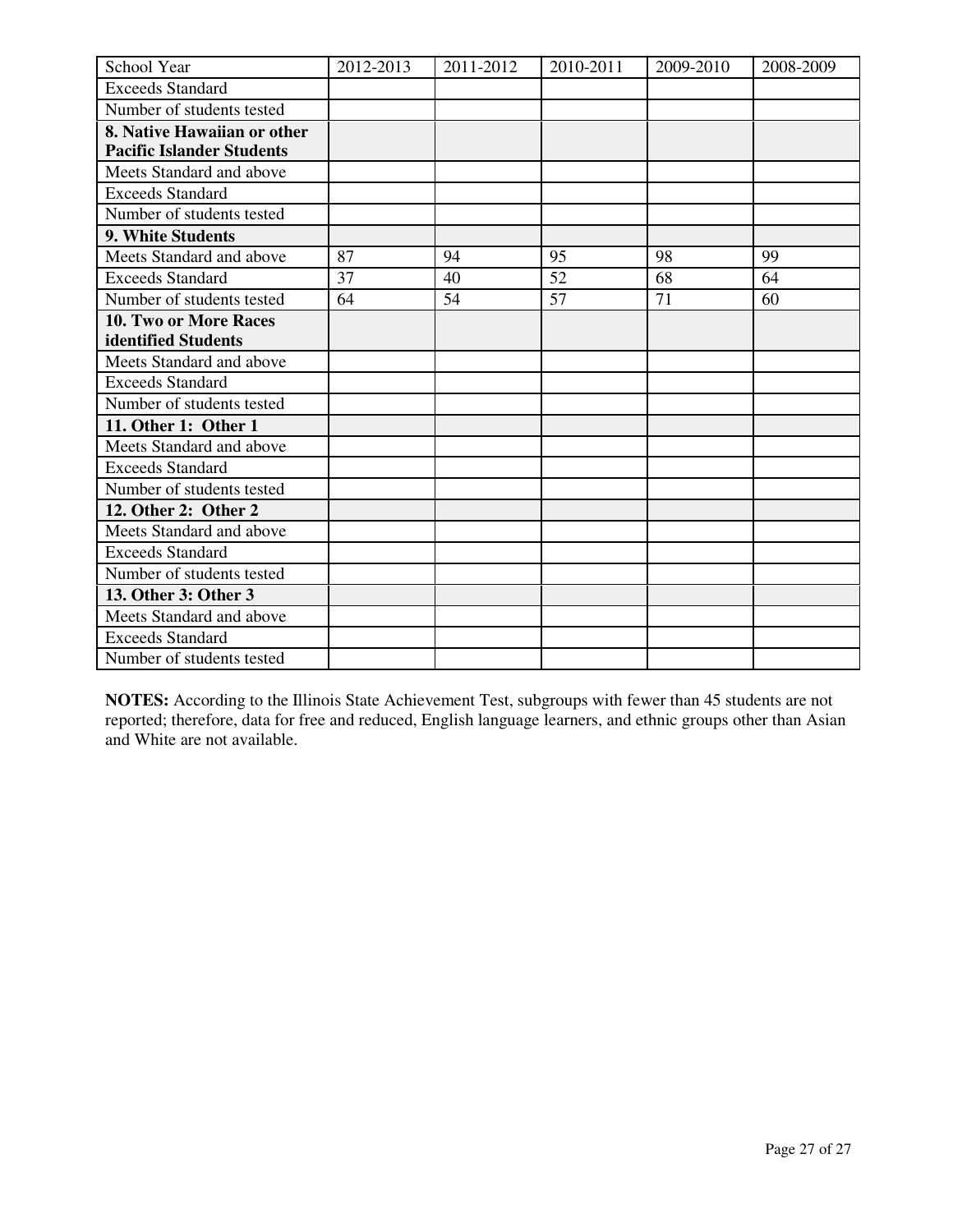| School Year | 2012-2013 | 2011-2012 | 2010-2011 | 2009-2010 | 2008-2009 |
|---|---|---|---|---|---|
| Exceeds Standard | | | | | |
| Number of students tested | | | | | |
| **8. Native Hawaiian or other Pacific Islander Students** | | | | | |
| Meets Standard and above | | | | | |
| Exceeds Standard | | | | | |
| Number of students tested | | | | | |
| **9. White Students** | | | | | |
| Meets Standard and above | 87 | 94 | 95 | 98 | 99 |
| Exceeds Standard | 37 | 40 | 52 | 68 | 64 |
| Number of students tested | 64 | 54 | 57 | 71 | 60 |
| **10. Two or More Races identified Students** | | | | | |
| Meets Standard and above | | | | | |
| Exceeds Standard | | | | | |
| Number of students tested | | | | | |
| **11. Other 1: Other 1** | | | | | |
| Meets Standard and above | | | | | |
| Exceeds Standard | | | | | |
| Number of students tested | | | | | |
| **12. Other 2: Other 2** | | | | | |
| Meets Standard and above | | | | | |
| Exceeds Standard | | | | | |
| Number of students tested | | | | | |
| **13. Other 3: Other 3** | | | | | |
| Meets Standard and above | | | | | |
| Exceeds Standard | | | | | |
| Number of students tested | | | | | |

**NOTES:** According to the Illinois State Achievement Test, subgroups with fewer than 45 students are not reported; therefore, data for free and reduced, English language learners, and ethnic groups other than Asian and White are not available.